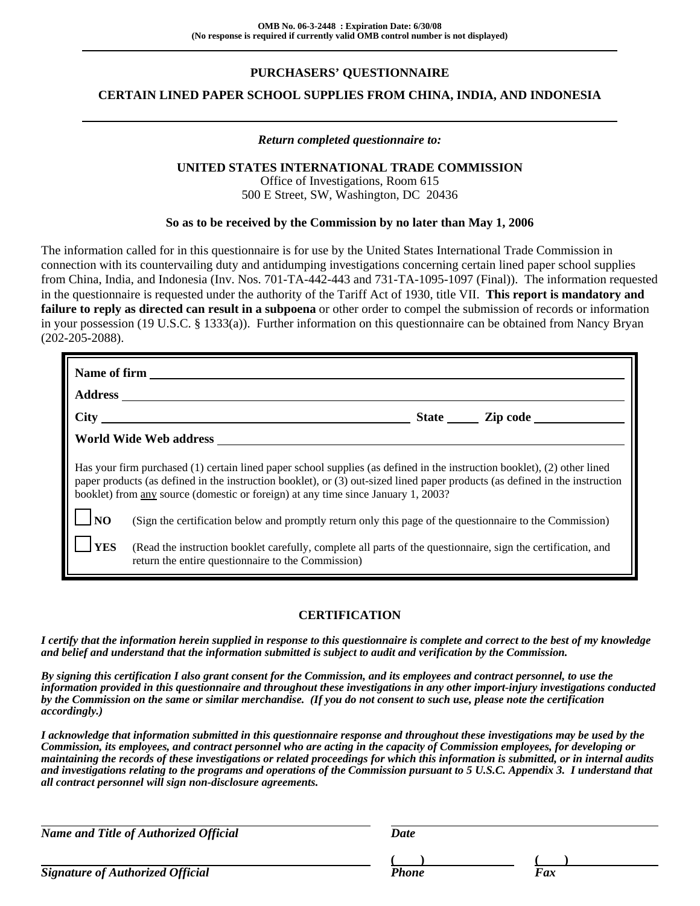**OMB No. 06-3-2448 : Expiration Date: 6/30/08**
**(No response is required if currently valid OMB control number is not displayed)**

# PURCHASERS' QUESTIONNAIRE

## CERTAIN LINED PAPER SCHOOL SUPPLIES FROM CHINA, INDIA, AND INDONESIA

***Return completed questionnaire to:***

**UNITED STATES INTERNATIONAL TRADE COMMISSION**
Office of Investigations, Room 615
500 E Street, SW, Washington, DC 20436

**So as to be received by the Commission by no later than May 1, 2006**

The information called for in this questionnaire is for use by the United States International Trade Commission in connection with its countervailing duty and antidumping investigations concerning certain lined paper school supplies from China, India, and Indonesia (Inv. Nos. 701-TA-442-443 and 731-TA-1095-1097 (Final)). The information requested in the questionnaire is requested under the authority of the Tariff Act of 1930, title VII. **This report is mandatory and failure to reply as directed can result in a subpoena** or other order to compel the submission of records or information in your possession (19 U.S.C. § 1333(a)). Further information on this questionnaire can be obtained from Nancy Bryan (202-205-2088).

**Name of firm** ______________________________

**Address** ______________________________

**City** ______________________ **State** _____ **Zip code** ___________

**World Wide Web address** ______________________________

Has your firm purchased (1) certain lined paper school supplies (as defined in the instruction booklet), (2) other lined paper products (as defined in the instruction booklet), or (3) out-sized lined paper products (as defined in the instruction booklet) from any source (domestic or foreign) at any time since January 1, 2003?

☐ **NO** (Sign the certification below and promptly return only this page of the questionnaire to the Commission)

☐ **YES** (Read the instruction booklet carefully, complete all parts of the questionnaire, sign the certification, and return the entire questionnaire to the Commission)

## CERTIFICATION

***I certify that the information herein supplied in response to this questionnaire is complete and correct to the best of my knowledge and belief and understand that the information submitted is subject to audit and verification by the Commission.***

***By signing this certification I also grant consent for the Commission, and its employees and contract personnel, to use the information provided in this questionnaire and throughout these investigations in any other import-injury investigations conducted by the Commission on the same or similar merchandise. (If you do not consent to such use, please note the certification accordingly.)***

***I acknowledge that information submitted in this questionnaire response and throughout these investigations may be used by the Commission, its employees, and contract personnel who are acting in the capacity of Commission employees, for developing or maintaining the records of these investigations or related proceedings for which this information is submitted, or in internal audits and investigations relating to the programs and operations of the Commission pursuant to 5 U.S.C. Appendix 3. I understand that all contract personnel will sign non-disclosure agreements.***

______________________________ ______________________________
***Name and Title of Authorized Official*** ***Date***

______________________________ (   ) ______________ (   ) ______________
***Signature of Authorized Official*** ***Phone*** ***Fax***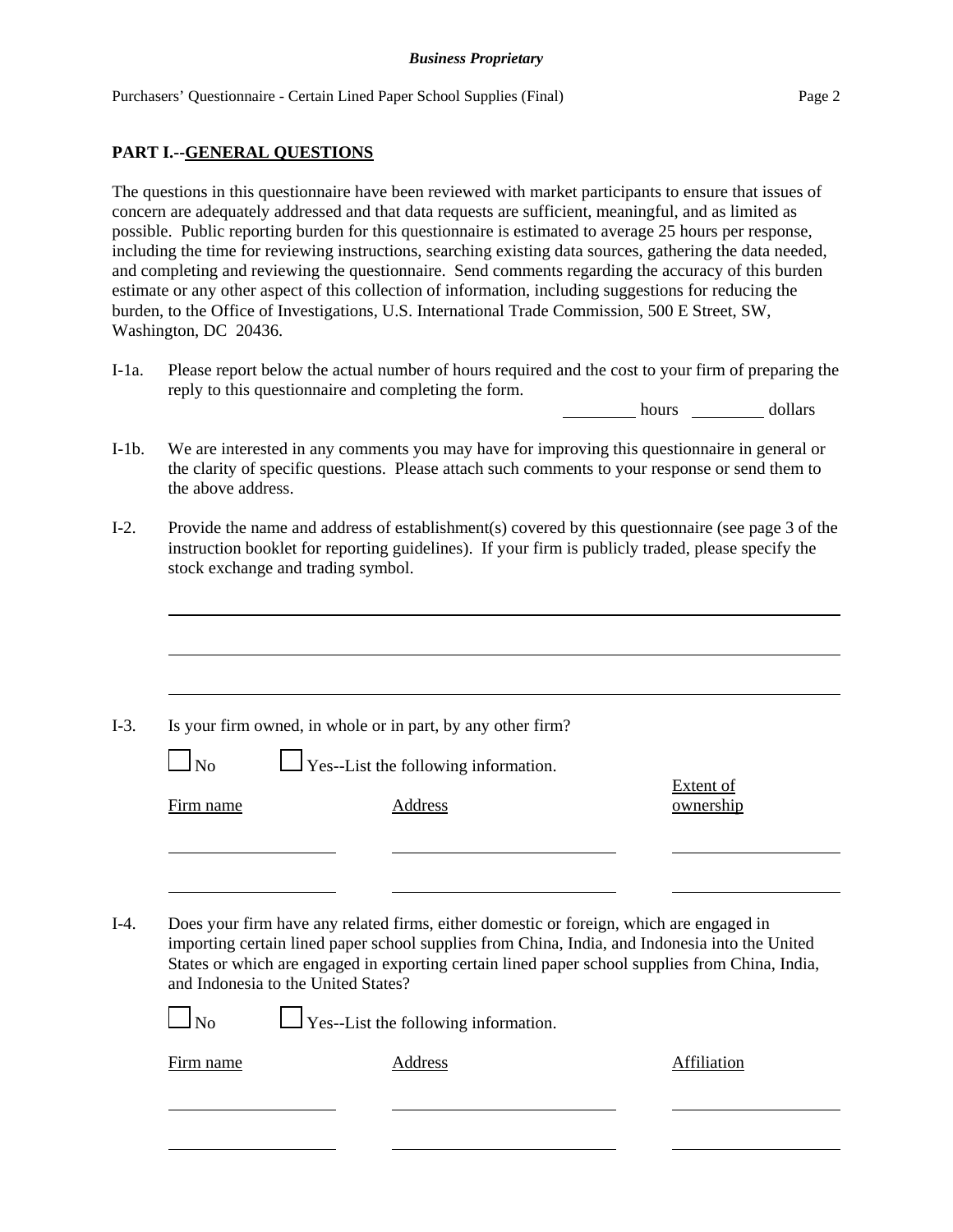## PART I.--GENERAL QUESTIONS

The questions in this questionnaire have been reviewed with market participants to ensure that issues of concern are adequately addressed and that data requests are sufficient, meaningful, and as limited as possible. Public reporting burden for this questionnaire is estimated to average 25 hours per response, including the time for reviewing instructions, searching existing data sources, gathering the data needed, and completing and reviewing the questionnaire. Send comments regarding the accuracy of this burden estimate or any other aspect of this collection of information, including suggestions for reducing the burden, to the Office of Investigations, U.S. International Trade Commission, 500 E Street, SW, Washington, DC 20436.

I-1a. Please report below the actual number of hours required and the cost to your firm of preparing the reply to this questionnaire and completing the form.

_________ hours _________ dollars

I-1b. We are interested in any comments you may have for improving this questionnaire in general or the clarity of specific questions. Please attach such comments to your response or send them to the above address.

I-2. Provide the name and address of establishment(s) covered by this questionnaire (see page 3 of the instruction booklet for reporting guidelines). If your firm is publicly traded, please specify the stock exchange and trading symbol.

______________________________________________________________________

______________________________________________________________________

______________________________________________________________________

I-3. Is your firm owned, in whole or in part, by any other firm?

☐ No ☐ Yes--List the following information.

| Firm name | Address | Extent of ownership |
|---|---|---|
| | | |
| | | |

I-4. Does your firm have any related firms, either domestic or foreign, which are engaged in importing certain lined paper school supplies from China, India, and Indonesia into the United States or which are engaged in exporting certain lined paper school supplies from China, India, and Indonesia to the United States?

☐ No ☐ Yes--List the following information.

| Firm name | Address | Affiliation |
|---|---|---|
| | | |
| | | |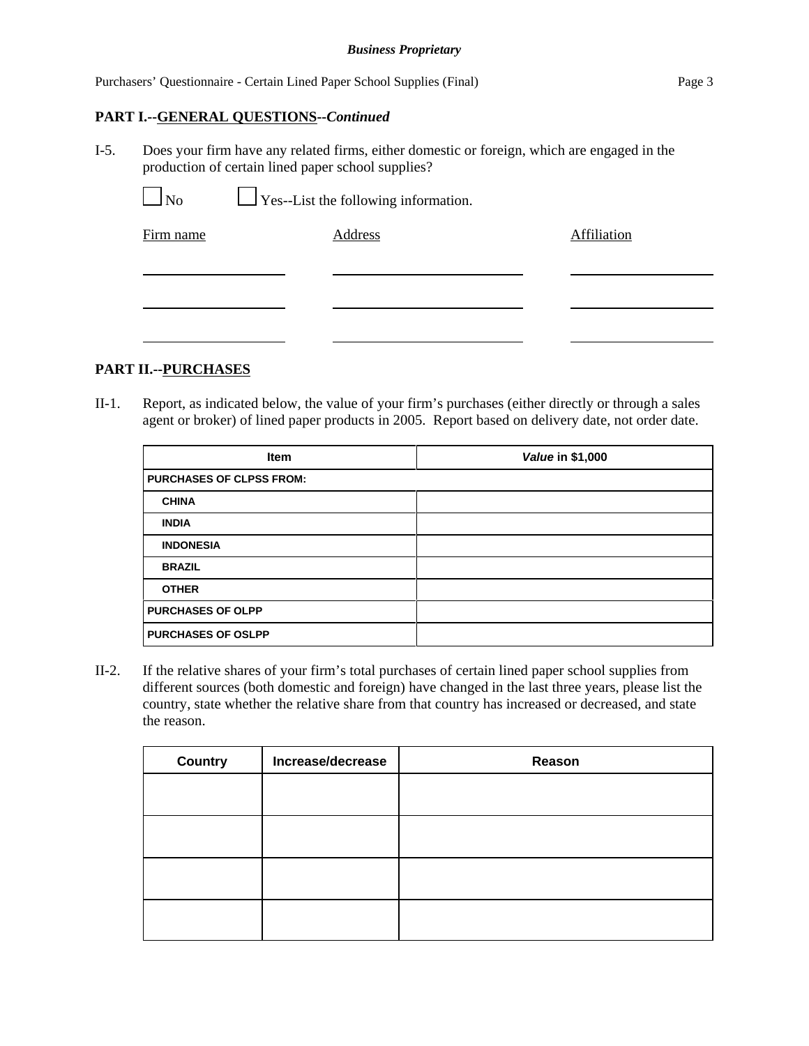## PART I.--GENERAL QUESTIONS--*Continued*

I-5. Does your firm have any related firms, either domestic or foreign, which are engaged in the production of certain lined paper school supplies?

☐ No ☐ Yes--List the following information.

| Firm name | Address | Affiliation |
|---|---|---|
| | | |
| | | |
| | | |

## PART II.--PURCHASES

II-1. Report, as indicated below, the value of your firm's purchases (either directly or through a sales agent or broker) of lined paper products in 2005. Report based on delivery date, not order date.

| Item | *Value* in $1,000 |
|---|---|
| **PURCHASES OF CLPSS FROM:** | |
| **CHINA** | |
| **INDIA** | |
| **INDONESIA** | |
| **BRAZIL** | |
| **OTHER** | |
| **PURCHASES OF OLPP** | |
| **PURCHASES OF OSLPP** | |

II-2. If the relative shares of your firm's total purchases of certain lined paper school supplies from different sources (both domestic and foreign) have changed in the last three years, please list the country, state whether the relative share from that country has increased or decreased, and state the reason.

| Country | Increase/decrease | Reason |
|---|---|---|
| | | |
| | | |
| | | |
| | | |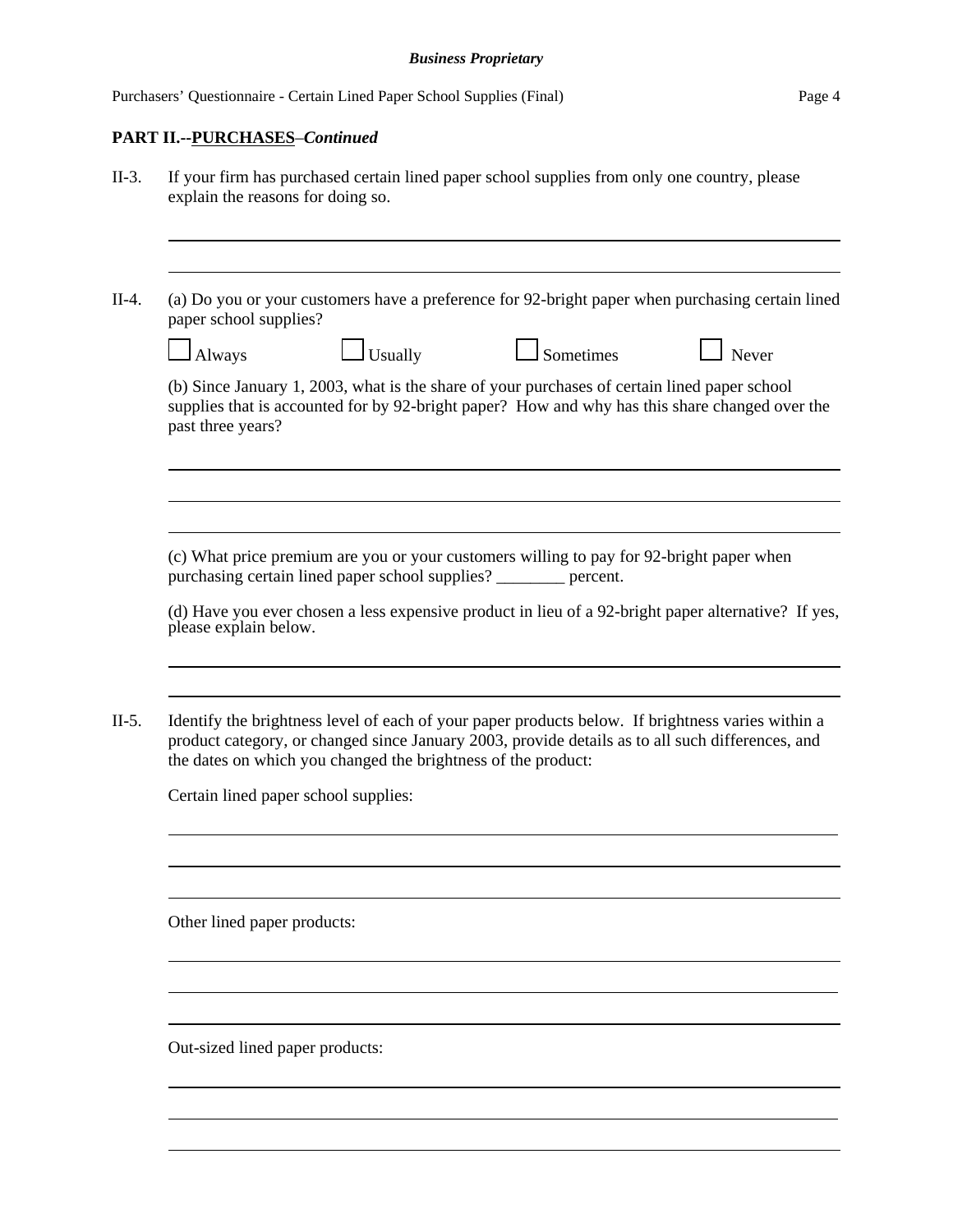## PART II.--PURCHASES–*Continued*

II-3. If your firm has purchased certain lined paper school supplies from only one country, please explain the reasons for doing so.

II-4. (a) Do you or your customers have a preference for 92-bright paper when purchasing certain lined paper school supplies?

☐ Always ☐ Usually ☐ Sometimes ☐ Never

(b) Since January 1, 2003, what is the share of your purchases of certain lined paper school supplies that is accounted for by 92-bright paper? How and why has this share changed over the past three years?

(c) What price premium are you or your customers willing to pay for 92-bright paper when purchasing certain lined paper school supplies? ________ percent.

(d) Have you ever chosen a less expensive product in lieu of a 92-bright paper alternative? If yes, please explain below.

II-5. Identify the brightness level of each of your paper products below. If brightness varies within a product category, or changed since January 2003, provide details as to all such differences, and the dates on which you changed the brightness of the product:

Certain lined paper school supplies:

Other lined paper products:

Out-sized lined paper products: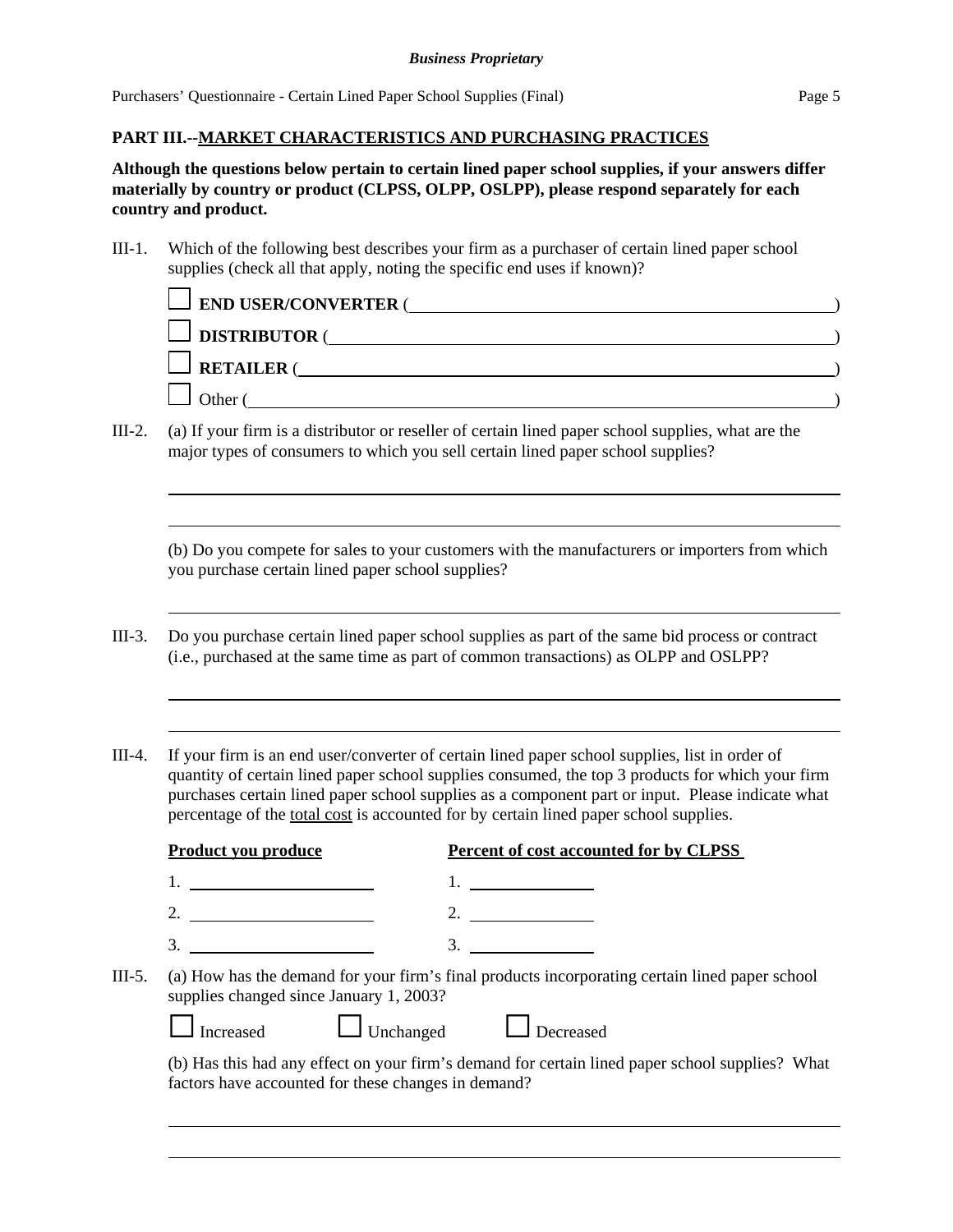## PART III.--MARKET CHARACTERISTICS AND PURCHASING PRACTICES

**Although the questions below pertain to certain lined paper school supplies, if your answers differ materially by country or product (CLPSS, OLPP, OSLPP), please respond separately for each country and product.**

III-1. Which of the following best describes your firm as a purchaser of certain lined paper school supplies (check all that apply, noting the specific end uses if known)?

☐ **END USER/CONVERTER** (______________________________)

☐ **DISTRIBUTOR** (______________________________)

☐ **RETAILER** (______________________________)

☐ Other (______________________________)

III-2. (a) If your firm is a distributor or reseller of certain lined paper school supplies, what are the major types of consumers to which you sell certain lined paper school supplies?

______________________________

______________________________

(b) Do you compete for sales to your customers with the manufacturers or importers from which you purchase certain lined paper school supplies?

______________________________

III-3. Do you purchase certain lined paper school supplies as part of the same bid process or contract (i.e., purchased at the same time as part of common transactions) as OLPP and OSLPP?

______________________________

______________________________

III-4. If your firm is an end user/converter of certain lined paper school supplies, list in order of quantity of certain lined paper school supplies consumed, the top 3 products for which your firm purchases certain lined paper school supplies as a component part or input. Please indicate what percentage of the total cost is accounted for by certain lined paper school supplies.

| Product you produce | Percent of cost accounted for by CLPSS |
|---|---|
| 1. ____________ | 1. ____________ |
| 2. ____________ | 2. ____________ |
| 3. ____________ | 3. ____________ |

III-5. (a) How has the demand for your firm's final products incorporating certain lined paper school supplies changed since January 1, 2003?

☐ Increased ☐ Unchanged ☐ Decreased

(b) Has this had any effect on your firm's demand for certain lined paper school supplies? What factors have accounted for these changes in demand?

______________________________

______________________________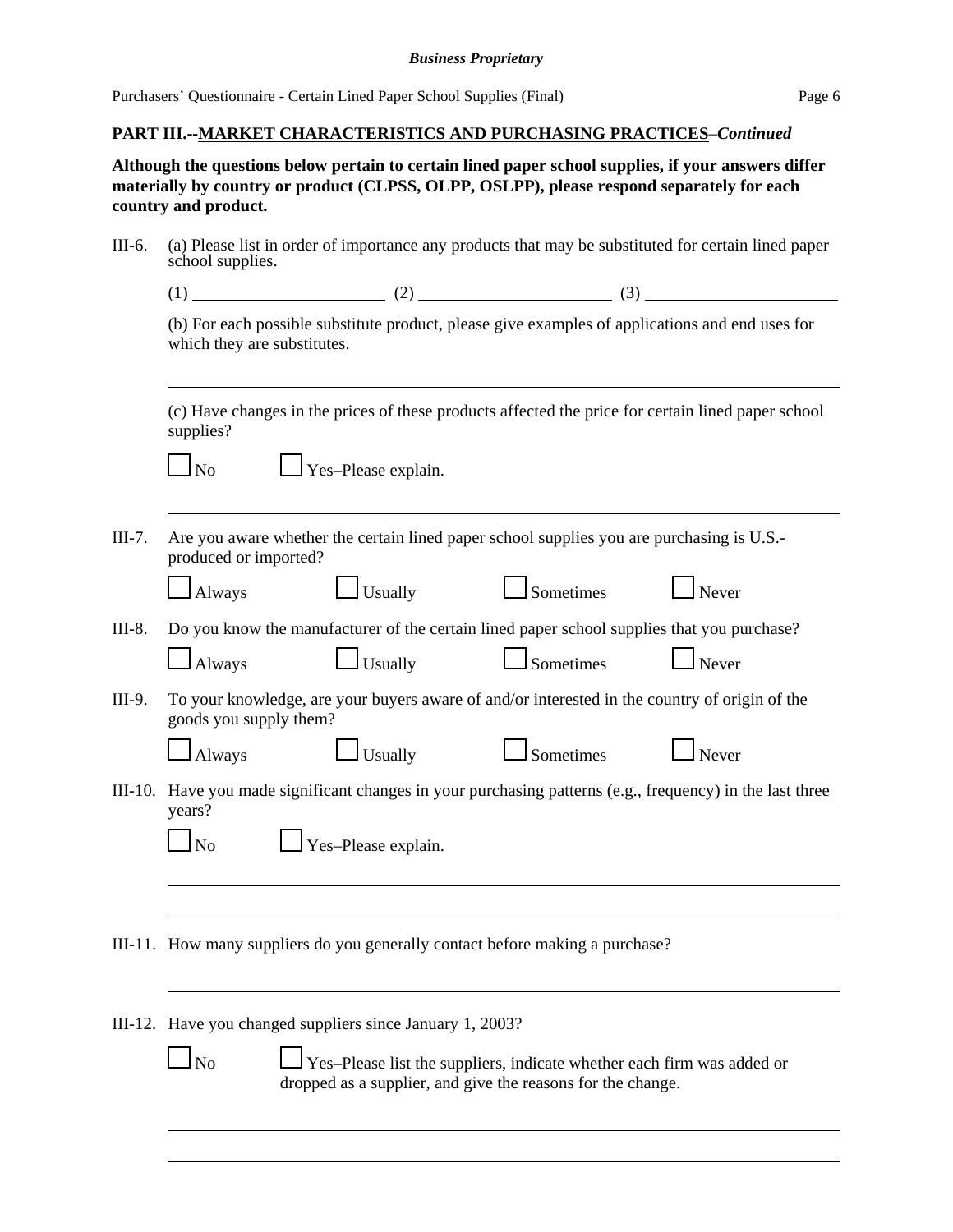**PART III.--MARKET CHARACTERISTICS AND PURCHASING PRACTICES**–*Continued*

**Although the questions below pertain to certain lined paper school supplies, if your answers differ materially by country or product (CLPSS, OLPP, OSLPP), please respond separately for each country and product.**

III-6. (a) Please list in order of importance any products that may be substituted for certain lined paper school supplies.

(1) ____________________ (2) ____________________ (3) ____________________

(b) For each possible substitute product, please give examples of applications and end uses for which they are substitutes.

______________________________________________________________________

(c) Have changes in the prices of these products affected the price for certain lined paper school supplies?

☐ No ☐ Yes–Please explain.

______________________________________________________________________

III-7. Are you aware whether the certain lined paper school supplies you are purchasing is U.S.-produced or imported?

☐ Always ☐ Usually ☐ Sometimes ☐ Never

III-8. Do you know the manufacturer of the certain lined paper school supplies that you purchase?

☐ Always ☐ Usually ☐ Sometimes ☐ Never

III-9. To your knowledge, are your buyers aware of and/or interested in the country of origin of the goods you supply them?

☐ Always ☐ Usually ☐ Sometimes ☐ Never

III-10. Have you made significant changes in your purchasing patterns (e.g., frequency) in the last three years?

☐ No ☐ Yes–Please explain.

______________________________________________________________________

______________________________________________________________________

III-11. How many suppliers do you generally contact before making a purchase?

______________________________________________________________________

III-12. Have you changed suppliers since January 1, 2003?

☐ No ☐ Yes–Please list the suppliers, indicate whether each firm was added or dropped as a supplier, and give the reasons for the change.

______________________________________________________________________

______________________________________________________________________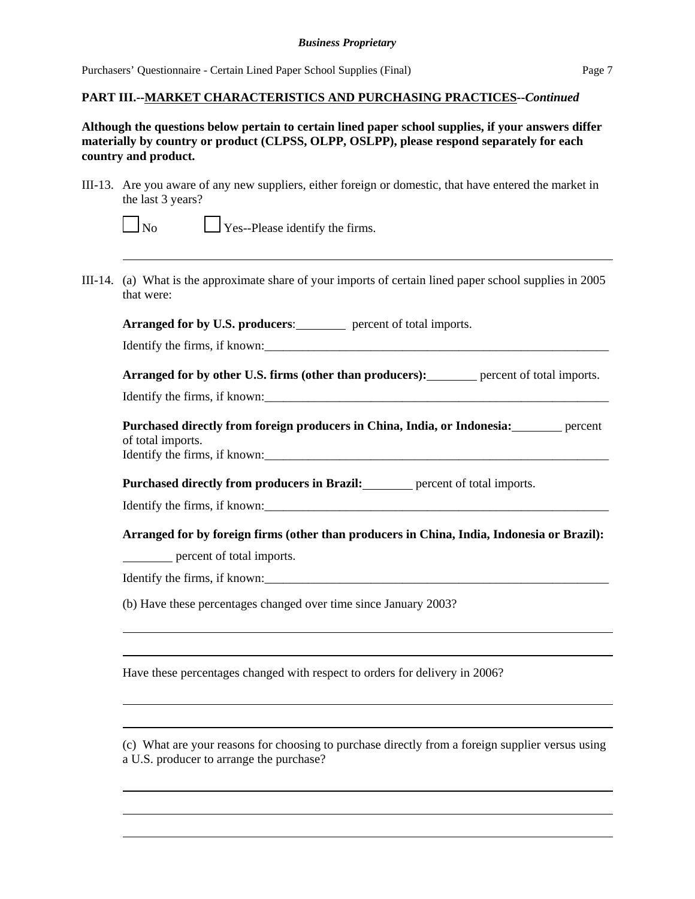**PART III.--MARKET CHARACTERISTICS AND PURCHASING PRACTICES--*Continued***

**Although the questions below pertain to certain lined paper school supplies, if your answers differ materially by country or product (CLPSS, OLPP, OSLPP), please respond separately for each country and product.**

III-13. Are you aware of any new suppliers, either foreign or domestic, that have entered the market in the last 3 years?

☐ No ☐ Yes--Please identify the firms.

___________________________________________________________

III-14. (a) What is the approximate share of your imports of certain lined paper school supplies in 2005 that were:

**Arranged for by U.S. producers**:________ percent of total imports.

Identify the firms, if known:___________________________________________

**Arranged for by other U.S. firms (other than producers):**________ percent of total imports.

Identify the firms, if known:___________________________________________

**Purchased directly from foreign producers in China, India, or Indonesia:**________ percent of total imports.

Identify the firms, if known:___________________________________________

**Purchased directly from producers in Brazil:**________ percent of total imports.

Identify the firms, if known:___________________________________________

**Arranged for by foreign firms (other than producers in China, India, Indonesia or Brazil):**

________ percent of total imports.

Identify the firms, if known:___________________________________________

(b) Have these percentages changed over time since January 2003?

___________________________________________________________

___________________________________________________________

Have these percentages changed with respect to orders for delivery in 2006?

___________________________________________________________

___________________________________________________________

(c) What are your reasons for choosing to purchase directly from a foreign supplier versus using a U.S. producer to arrange the purchase?

___________________________________________________________

___________________________________________________________

___________________________________________________________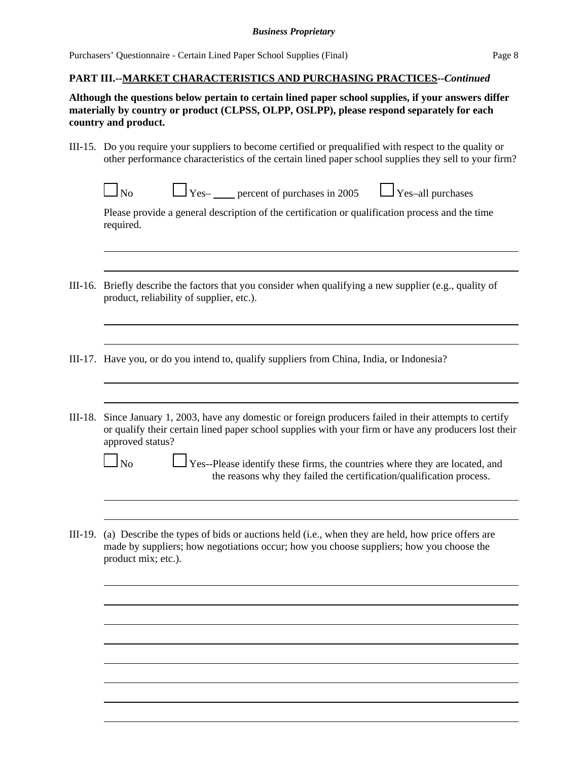**PART III.--MARKET CHARACTERISTICS AND PURCHASING PRACTICES--*Continued***

**Although the questions below pertain to certain lined paper school supplies, if your answers differ materially by country or product (CLPSS, OLPP, OSLPP), please respond separately for each country and product.**

III-15. Do you require your suppliers to become certified or prequalified with respect to the quality or other performance characteristics of the certain lined paper school supplies they sell to your firm?

☐ No ☐ Yes– ____ percent of purchases in 2005 ☐ Yes–all purchases

Please provide a general description of the certification or qualification process and the time required.

III-16. Briefly describe the factors that you consider when qualifying a new supplier (e.g., quality of product, reliability of supplier, etc.).

III-17. Have you, or do you intend to, qualify suppliers from China, India, or Indonesia?

III-18. Since January 1, 2003, have any domestic or foreign producers failed in their attempts to certify or qualify their certain lined paper school supplies with your firm or have any producers lost their approved status?

☐ No ☐ Yes--Please identify these firms, the countries where they are located, and the reasons why they failed the certification/qualification process.

III-19. (a) Describe the types of bids or auctions held (i.e., when they are held, how price offers are made by suppliers; how negotiations occur; how you choose suppliers; how you choose the product mix; etc.).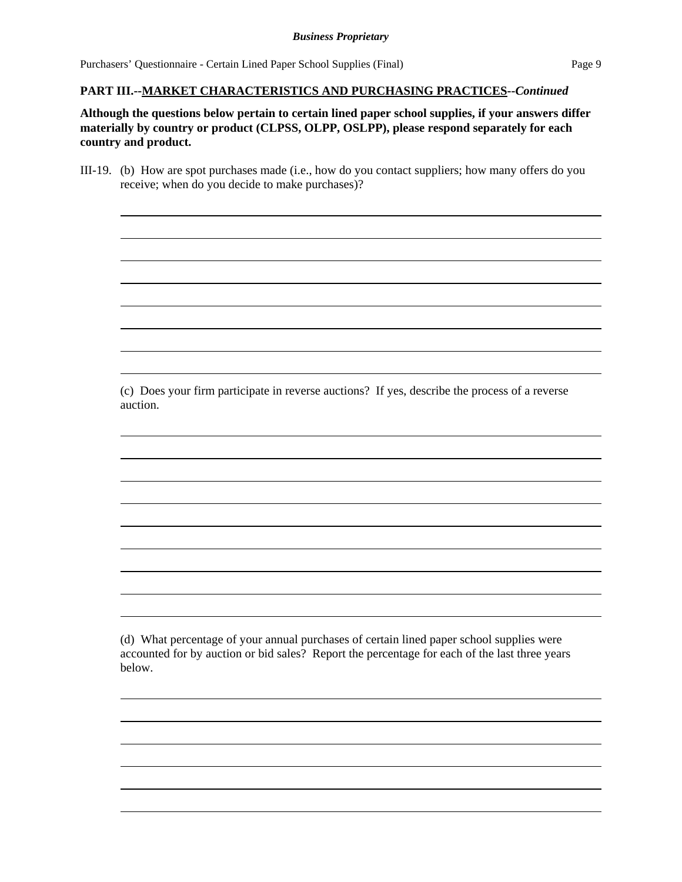**PART III.--MARKET CHARACTERISTICS AND PURCHASING PRACTICES--*Continued***

**Although the questions below pertain to certain lined paper school supplies, if your answers differ materially by country or product (CLPSS, OLPP, OSLPP), please respond separately for each country and product.**

III-19. (b) How are spot purchases made (i.e., how do you contact suppliers; how many offers do you receive; when do you decide to make purchases)?

(c) Does your firm participate in reverse auctions? If yes, describe the process of a reverse auction.

(d) What percentage of your annual purchases of certain lined paper school supplies were accounted for by auction or bid sales? Report the percentage for each of the last three years below.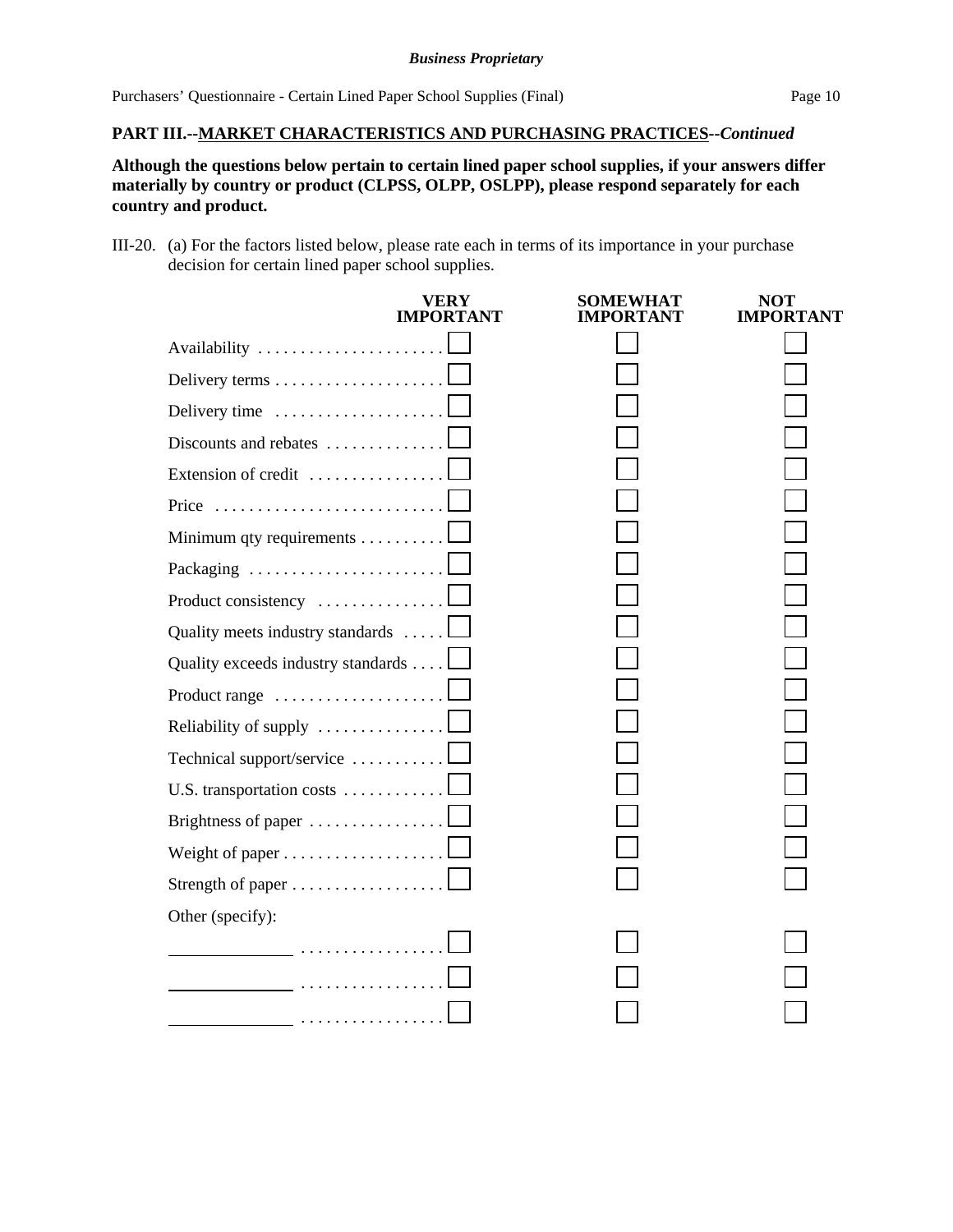**PART III.--MARKET CHARACTERISTICS AND PURCHASING PRACTICES--*Continued***

**Although the questions below pertain to certain lined paper school supplies, if your answers differ materially by country or product (CLPSS, OLPP, OSLPP), please respond separately for each country and product.**

III-20. (a) For the factors listed below, please rate each in terms of its importance in your purchase decision for certain lined paper school supplies.

| | VERY IMPORTANT | SOMEWHAT IMPORTANT | NOT IMPORTANT |
|---|---|---|---|
| Availability | ☐ | ☐ | ☐ |
| Delivery terms | ☐ | ☐ | ☐ |
| Delivery time | ☐ | ☐ | ☐ |
| Discounts and rebates | ☐ | ☐ | ☐ |
| Extension of credit | ☐ | ☐ | ☐ |
| Price | ☐ | ☐ | ☐ |
| Minimum qty requirements | ☐ | ☐ | ☐ |
| Packaging | ☐ | ☐ | ☐ |
| Product consistency | ☐ | ☐ | ☐ |
| Quality meets industry standards | ☐ | ☐ | ☐ |
| Quality exceeds industry standards | ☐ | ☐ | ☐ |
| Product range | ☐ | ☐ | ☐ |
| Reliability of supply | ☐ | ☐ | ☐ |
| Technical support/service | ☐ | ☐ | ☐ |
| U.S. transportation costs | ☐ | ☐ | ☐ |
| Brightness of paper | ☐ | ☐ | ☐ |
| Weight of paper | ☐ | ☐ | ☐ |
| Strength of paper | ☐ | ☐ | ☐ |
| Other (specify): | | | |
| ______________ | ☐ | ☐ | ☐ |
| ______________ | ☐ | ☐ | ☐ |
| ______________ | ☐ | ☐ | ☐ |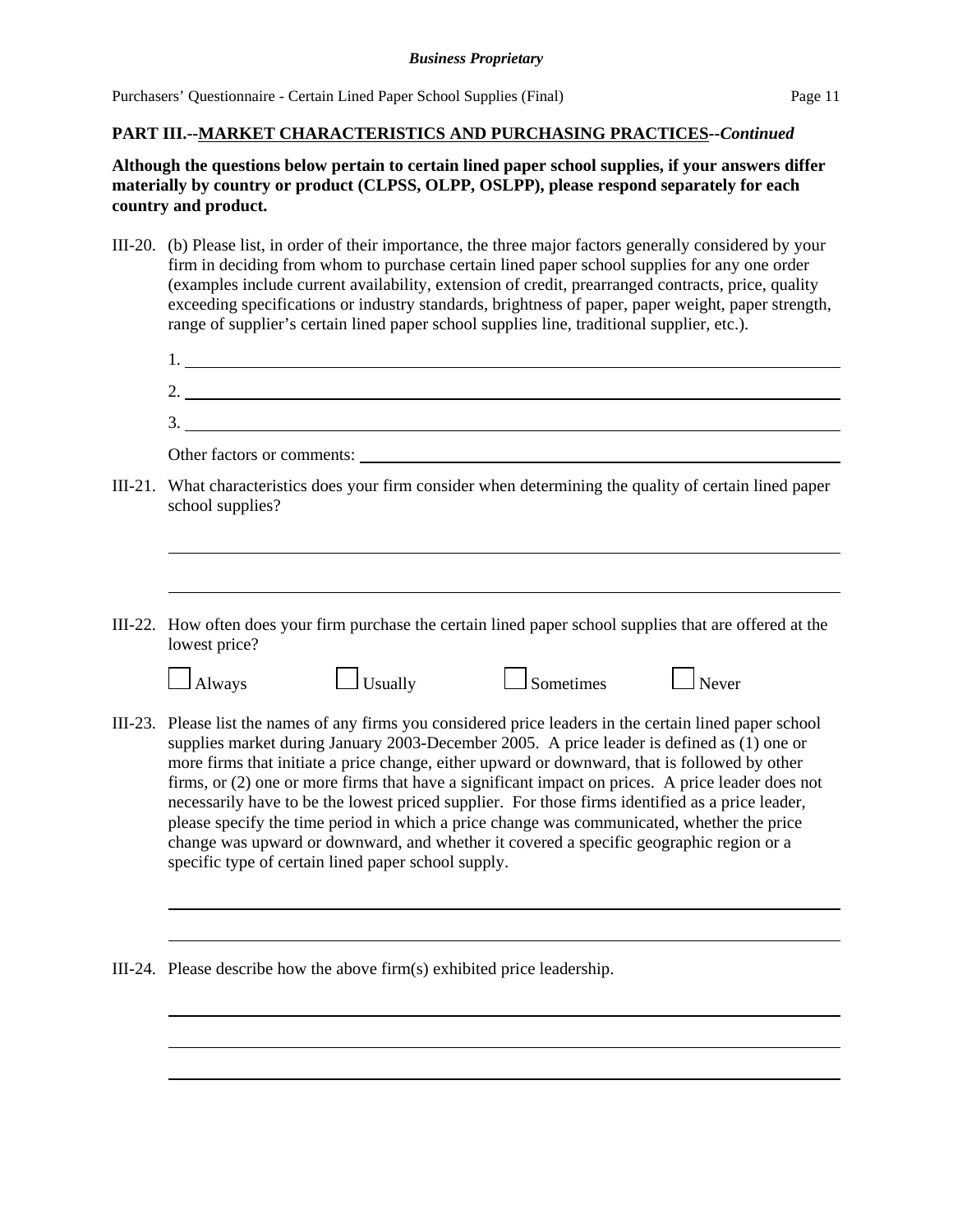**PART III.--MARKET CHARACTERISTICS AND PURCHASING PRACTICES--*Continued***

**Although the questions below pertain to certain lined paper school supplies, if your answers differ materially by country or product (CLPSS, OLPP, OSLPP), please respond separately for each country and product.**

III-20. (b) Please list, in order of their importance, the three major factors generally considered by your firm in deciding from whom to purchase certain lined paper school supplies for any one order (examples include current availability, extension of credit, prearranged contracts, price, quality exceeding specifications or industry standards, brightness of paper, paper weight, paper strength, range of supplier's certain lined paper school supplies line, traditional supplier, etc.).

1. ______________________________
2. ______________________________
3. ______________________________

Other factors or comments: ______________________________

III-21. What characteristics does your firm consider when determining the quality of certain lined paper school supplies?

______________________________

______________________________

III-22. How often does your firm purchase the certain lined paper school supplies that are offered at the lowest price?

☐ Always ☐ Usually ☐ Sometimes ☐ Never

III-23. Please list the names of any firms you considered price leaders in the certain lined paper school supplies market during January 2003-December 2005. A price leader is defined as (1) one or more firms that initiate a price change, either upward or downward, that is followed by other firms, or (2) one or more firms that have a significant impact on prices. A price leader does not necessarily have to be the lowest priced supplier. For those firms identified as a price leader, please specify the time period in which a price change was communicated, whether the price change was upward or downward, and whether it covered a specific geographic region or a specific type of certain lined paper school supply.

______________________________

______________________________

III-24. Please describe how the above firm(s) exhibited price leadership.

______________________________

______________________________

______________________________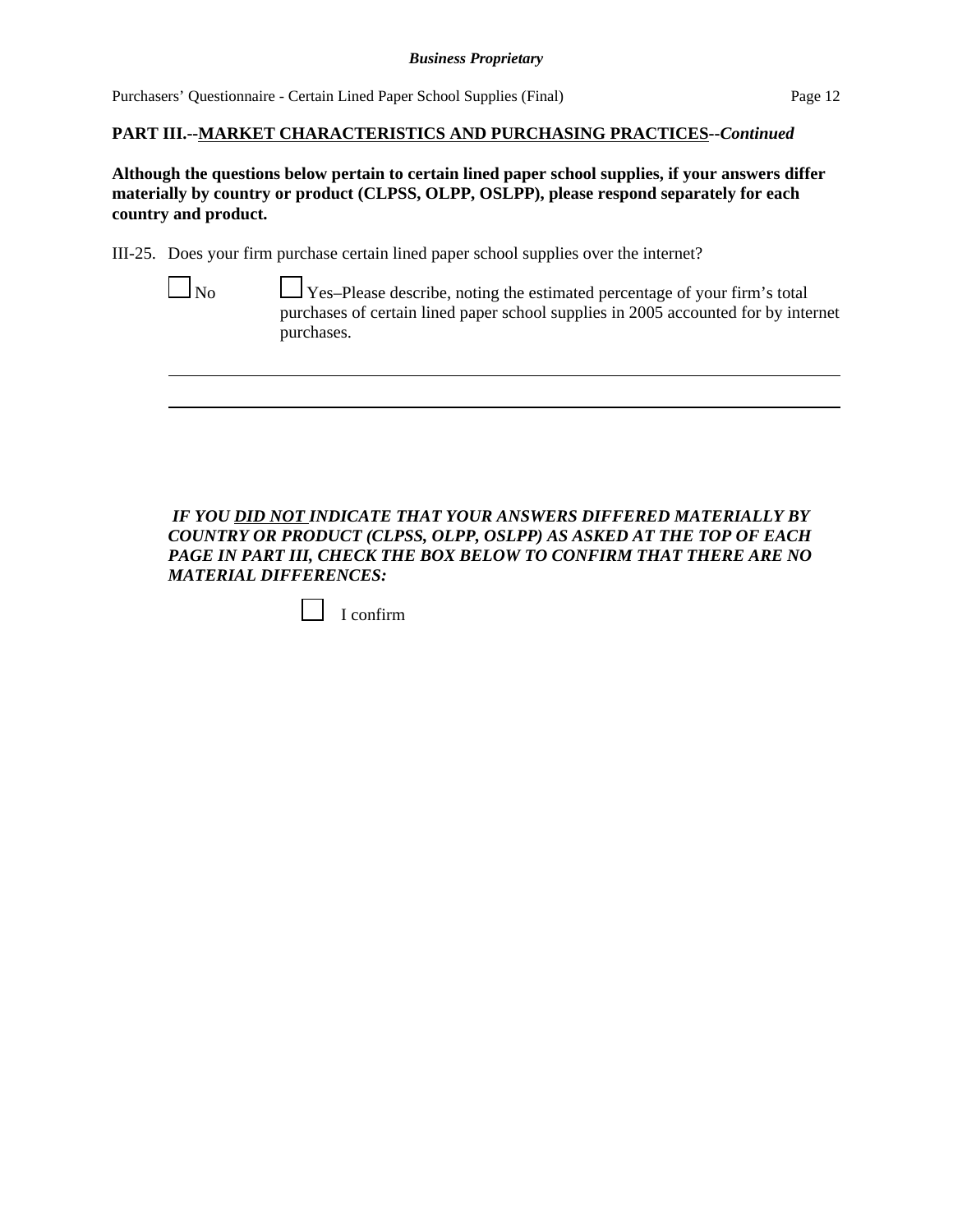**PART III.--MARKET CHARACTERISTICS AND PURCHASING PRACTICES--*Continued***

**Although the questions below pertain to certain lined paper school supplies, if your answers differ materially by country or product (CLPSS, OLPP, OSLPP), please respond separately for each country and product.**

III-25. Does your firm purchase certain lined paper school supplies over the internet?

☐ No ☐ Yes–Please describe, noting the estimated percentage of your firm's total purchases of certain lined paper school supplies in 2005 accounted for by internet purchases.

_______________________________________________________________________________

_______________________________________________________________________________

***IF YOU DID NOT INDICATE THAT YOUR ANSWERS DIFFERED MATERIALLY BY COUNTRY OR PRODUCT (CLPSS, OLPP, OSLPP) AS ASKED AT THE TOP OF EACH PAGE IN PART III, CHECK THE BOX BELOW TO CONFIRM THAT THERE ARE NO MATERIAL DIFFERENCES:***

☐ I confirm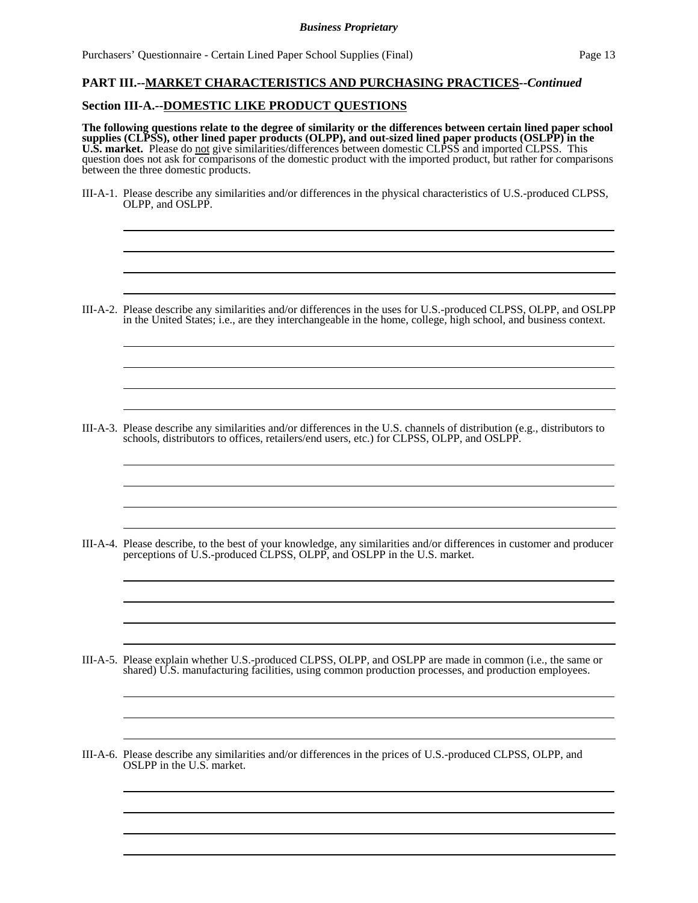## PART III.--MARKET CHARACTERISTICS AND PURCHASING PRACTICES--*Continued*

### Section III-A.--DOMESTIC LIKE PRODUCT QUESTIONS

**The following questions relate to the degree of similarity or the differences between certain lined paper school supplies (CLPSS), other lined paper products (OLPP), and out-sized lined paper products (OSLPP) in the U.S. market.** Please do not give similarities/differences between domestic CLPSS and imported CLPSS. This question does not ask for comparisons of the domestic product with the imported product, but rather for comparisons between the three domestic products.

III-A-1. Please describe any similarities and/or differences in the physical characteristics of U.S.-produced CLPSS, OLPP, and OSLPP.

III-A-2. Please describe any similarities and/or differences in the uses for U.S.-produced CLPSS, OLPP, and OSLPP in the United States; i.e., are they interchangeable in the home, college, high school, and business context.

III-A-3. Please describe any similarities and/or differences in the U.S. channels of distribution (e.g., distributors to schools, distributors to offices, retailers/end users, etc.) for CLPSS, OLPP, and OSLPP.

III-A-4. Please describe, to the best of your knowledge, any similarities and/or differences in customer and producer perceptions of U.S.-produced CLPSS, OLPP, and OSLPP in the U.S. market.

III-A-5. Please explain whether U.S.-produced CLPSS, OLPP, and OSLPP are made in common (i.e., the same or shared) U.S. manufacturing facilities, using common production processes, and production employees.

III-A-6. Please describe any similarities and/or differences in the prices of U.S.-produced CLPSS, OLPP, and OSLPP in the U.S. market.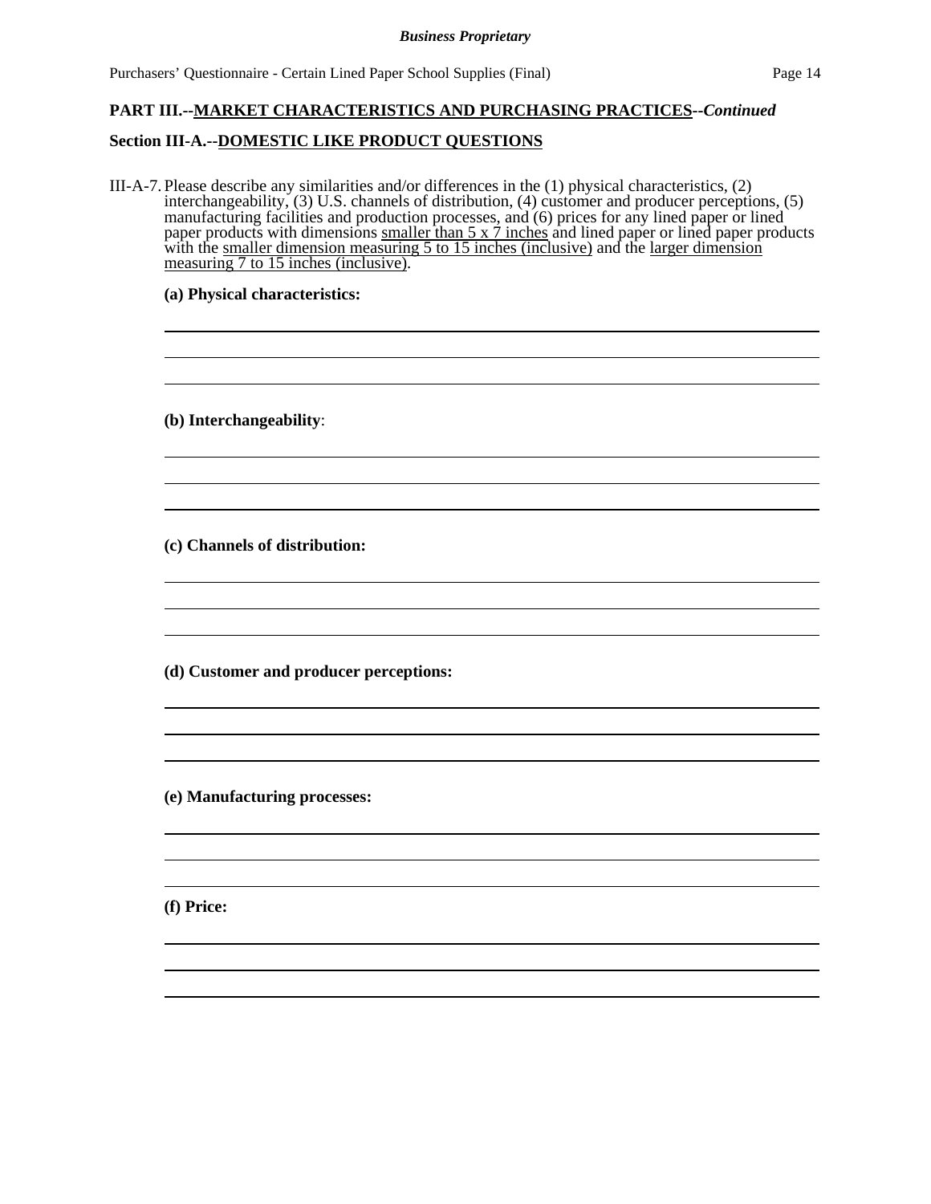**PART III.--MARKET CHARACTERISTICS AND PURCHASING PRACTICES--*Continued***

**Section III-A.--DOMESTIC LIKE PRODUCT QUESTIONS**

III-A-7. Please describe any similarities and/or differences in the (1) physical characteristics, (2) interchangeability, (3) U.S. channels of distribution, (4) customer and producer perceptions, (5) manufacturing facilities and production processes, and (6) prices for any lined paper or lined paper products with dimensions smaller than 5 x 7 inches and lined paper or lined paper products with the smaller dimension measuring 5 to 15 inches (inclusive) and the larger dimension measuring 7 to 15 inches (inclusive).

**(a) Physical characteristics:**

**(b) Interchangeability**:

**(c) Channels of distribution:**

**(d) Customer and producer perceptions:**

**(e) Manufacturing processes:**

**(f) Price:**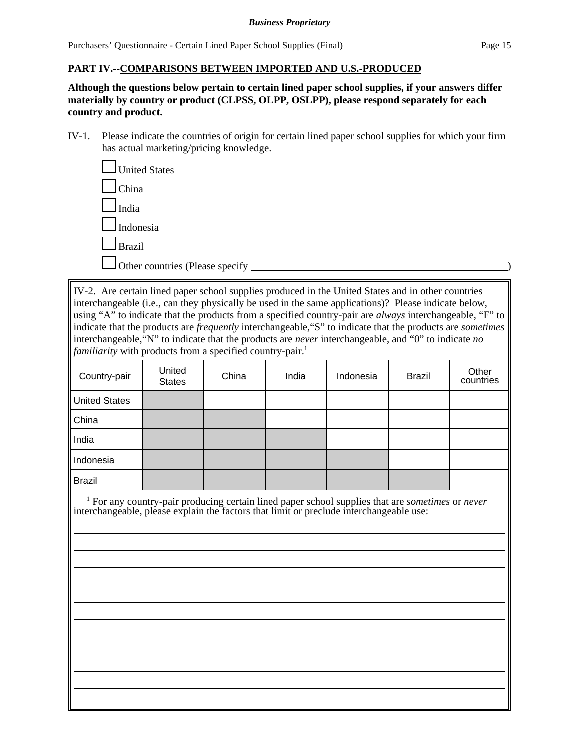**Business Proprietary**

## PART IV.--COMPARISONS BETWEEN IMPORTED AND U.S.-PRODUCED

**Although the questions below pertain to certain lined paper school supplies, if your answers differ materially by country or product (CLPSS, OLPP, OSLPP), please respond separately for each country and product.**

IV-1. Please indicate the countries of origin for certain lined paper school supplies for which your firm has actual marketing/pricing knowledge.

- ☐ United States
- ☐ China
- ☐ India
- ☐ Indonesia
- ☐ Brazil
- ☐ Other countries (Please specify \_\_\_\_\_\_\_\_\_\_\_\_\_\_\_\_\_\_\_\_\_\_\_\_\_\_\_\_\_\_\_\_\_\_\_\_\_\_\_\_)

IV-2. Are certain lined paper school supplies produced in the United States and in other countries interchangeable (i.e., can they physically be used in the same applications)? Please indicate below, using "A" to indicate that the products from a specified country-pair are *always* interchangeable, "F" to indicate that the products are *frequently* interchangeable, "S" to indicate that the products are *sometimes* interchangeable, "N" to indicate that the products are *never* interchangeable, and "0" to indicate *no familiarity* with products from a specified country-pair.[1]

| Country-pair | United States | China | India | Indonesia | Brazil | Other countries |
|---|---|---|---|---|---|---|
| United States | | | | | | |
| China | | | | | | |
| India | | | | | | |
| Indonesia | | | | | | |
| Brazil | | | | | | |

[1] For any country-pair producing certain lined paper school supplies that are *sometimes* or *never* interchangeable, please explain the factors that limit or preclude interchangeable use:

\_\_\_\_\_\_\_\_\_\_\_\_\_\_\_\_\_\_\_\_\_\_\_\_\_\_\_\_\_\_\_\_\_\_\_\_\_\_\_\_\_\_\_\_\_\_\_\_\_\_\_\_\_\_\_\_\_\_\_\_\_\_\_\_\_\_\_\_\_\_\_\_\_\_\_\_\_\_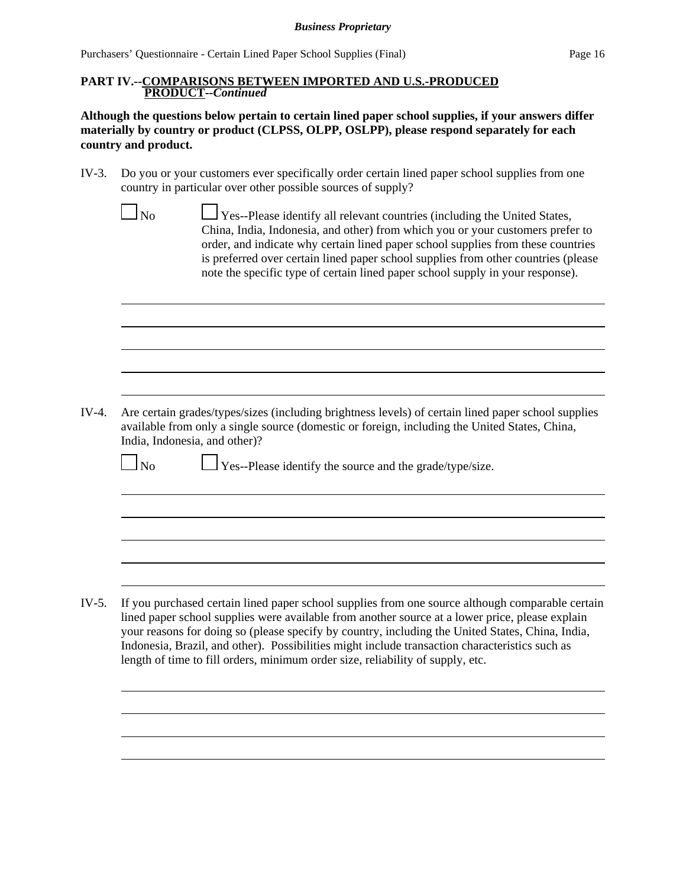**PART IV.--COMPARISONS BETWEEN IMPORTED AND U.S.-PRODUCED PRODUCT--*Continued***

**Although the questions below pertain to certain lined paper school supplies, if your answers differ materially by country or product (CLPSS, OLPP, OSLPP), please respond separately for each country and product.**

IV-3. Do you or your customers ever specifically order certain lined paper school supplies from one country in particular over other possible sources of supply?

☐ No ☐ Yes--Please identify all relevant countries (including the United States, China, India, Indonesia, and other) from which you or your customers prefer to order, and indicate why certain lined paper school supplies from these countries is preferred over certain lined paper school supplies from other countries (please note the specific type of certain lined paper school supply in your response).

IV-4. Are certain grades/types/sizes (including brightness levels) of certain lined paper school supplies available from only a single source (domestic or foreign, including the United States, China, India, Indonesia, and other)?

☐ No ☐ Yes--Please identify the source and the grade/type/size.

IV-5. If you purchased certain lined paper school supplies from one source although comparable certain lined paper school supplies were available from another source at a lower price, please explain your reasons for doing so (please specify by country, including the United States, China, India, Indonesia, Brazil, and other). Possibilities might include transaction characteristics such as length of time to fill orders, minimum order size, reliability of supply, etc.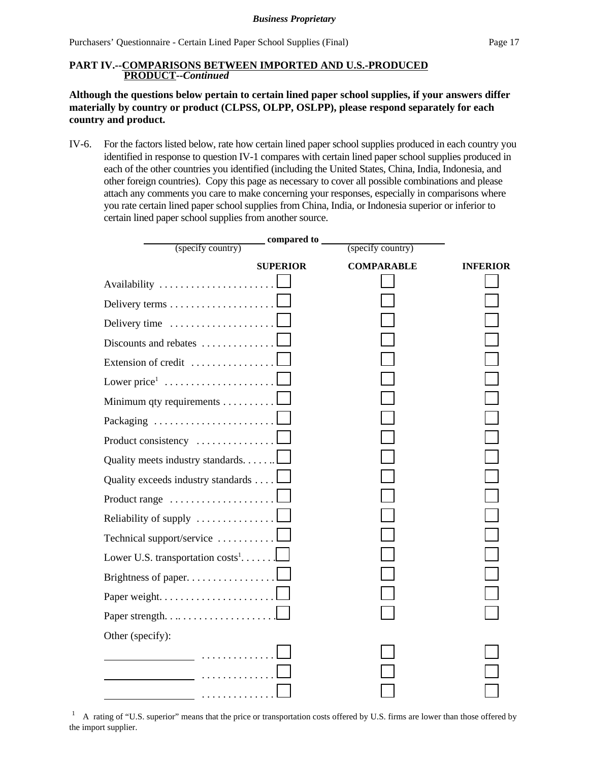**Business Proprietary**

## PART IV.--COMPARISONS BETWEEN IMPORTED AND U.S.-PRODUCED PRODUCT--*Continued*

**Although the questions below pertain to certain lined paper school supplies, if your answers differ materially by country or product (CLPSS, OLPP, OSLPP), please respond separately for each country and product.**

IV-6. For the factors listed below, rate how certain lined paper school supplies produced in each country you identified in response to question IV-1 compares with certain lined paper school supplies produced in each of the other countries you identified (including the United States, China, India, Indonesia, and other foreign countries). Copy this page as necessary to cover all possible combinations and please attach any comments you care to make concerning your responses, especially in comparisons where you rate certain lined paper school supplies from China, India, or Indonesia superior or inferior to certain lined paper school supplies from another source.

________________ **compared to** ________________
(specify country) (specify country)

| | SUPERIOR | COMPARABLE | INFERIOR |
|---|---|---|---|
| Availability | ☐ | ☐ | ☐ |
| Delivery terms | ☐ | ☐ | ☐ |
| Delivery time | ☐ | ☐ | ☐ |
| Discounts and rebates | ☐ | ☐ | ☐ |
| Extension of credit | ☐ | ☐ | ☐ |
| Lower price[1] | ☐ | ☐ | ☐ |
| Minimum qty requirements | ☐ | ☐ | ☐ |
| Packaging | ☐ | ☐ | ☐ |
| Product consistency | ☐ | ☐ | ☐ |
| Quality meets industry standards | ☐ | ☐ | ☐ |
| Quality exceeds industry standards | ☐ | ☐ | ☐ |
| Product range | ☐ | ☐ | ☐ |
| Reliability of supply | ☐ | ☐ | ☐ |
| Technical support/service | ☐ | ☐ | ☐ |
| Lower U.S. transportation costs[1] | ☐ | ☐ | ☐ |
| Brightness of paper | ☐ | ☐ | ☐ |
| Paper weight | ☐ | ☐ | ☐ |
| Paper strength | ☐ | ☐ | ☐ |
| Other (specify): | | | |
| ________________ | ☐ | ☐ | ☐ |
| ________________ | ☐ | ☐ | ☐ |
| ________________ | ☐ | ☐ | ☐ |

[1] A rating of "U.S. superior" means that the price or transportation costs offered by U.S. firms are lower than those offered by the import supplier.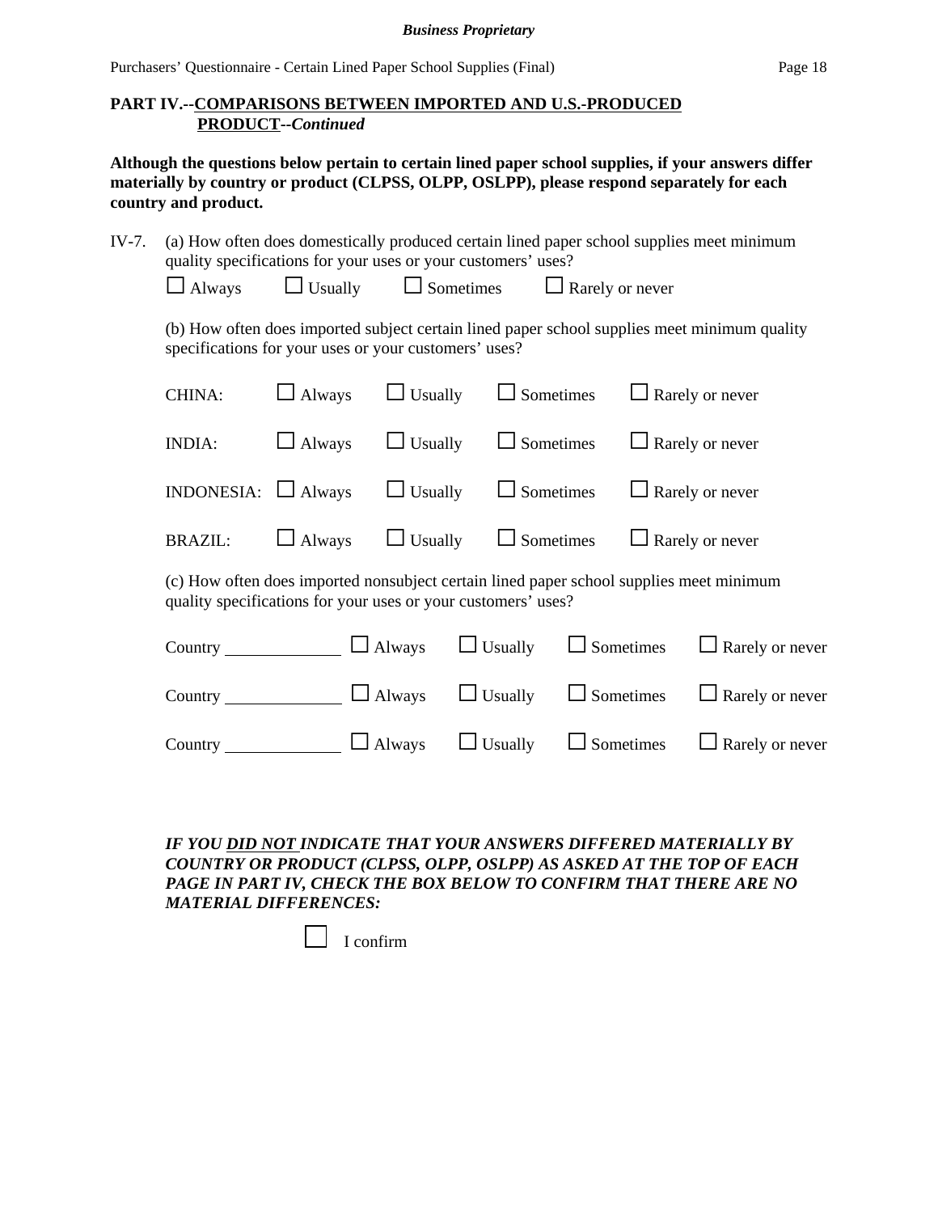## PART IV.--COMPARISONS BETWEEN IMPORTED AND U.S.-PRODUCED PRODUCT--*Continued*

**Although the questions below pertain to certain lined paper school supplies, if your answers differ materially by country or product (CLPSS, OLPP, OSLPP), please respond separately for each country and product.**

IV-7. (a) How often does domestically produced certain lined paper school supplies meet minimum quality specifications for your uses or your customers' uses?

☐ Always ☐ Usually ☐ Sometimes ☐ Rarely or never

(b) How often does imported subject certain lined paper school supplies meet minimum quality specifications for your uses or your customers' uses?

| | | | | |
|---|---|---|---|---|
| CHINA: | ☐ Always | ☐ Usually | ☐ Sometimes | ☐ Rarely or never |
| INDIA: | ☐ Always | ☐ Usually | ☐ Sometimes | ☐ Rarely or never |
| INDONESIA: | ☐ Always | ☐ Usually | ☐ Sometimes | ☐ Rarely or never |
| BRAZIL: | ☐ Always | ☐ Usually | ☐ Sometimes | ☐ Rarely or never |

(c) How often does imported nonsubject certain lined paper school supplies meet minimum quality specifications for your uses or your customers' uses?

| | | | | |
|---|---|---|---|---|
| Country ____________ | ☐ Always | ☐ Usually | ☐ Sometimes | ☐ Rarely or never |
| Country ____________ | ☐ Always | ☐ Usually | ☐ Sometimes | ☐ Rarely or never |
| Country ____________ | ☐ Always | ☐ Usually | ☐ Sometimes | ☐ Rarely or never |

***IF YOU DID NOT INDICATE THAT YOUR ANSWERS DIFFERED MATERIALLY BY COUNTRY OR PRODUCT (CLPSS, OLPP, OSLPP) AS ASKED AT THE TOP OF EACH PAGE IN PART IV, CHECK THE BOX BELOW TO CONFIRM THAT THERE ARE NO MATERIAL DIFFERENCES:***

☐ I confirm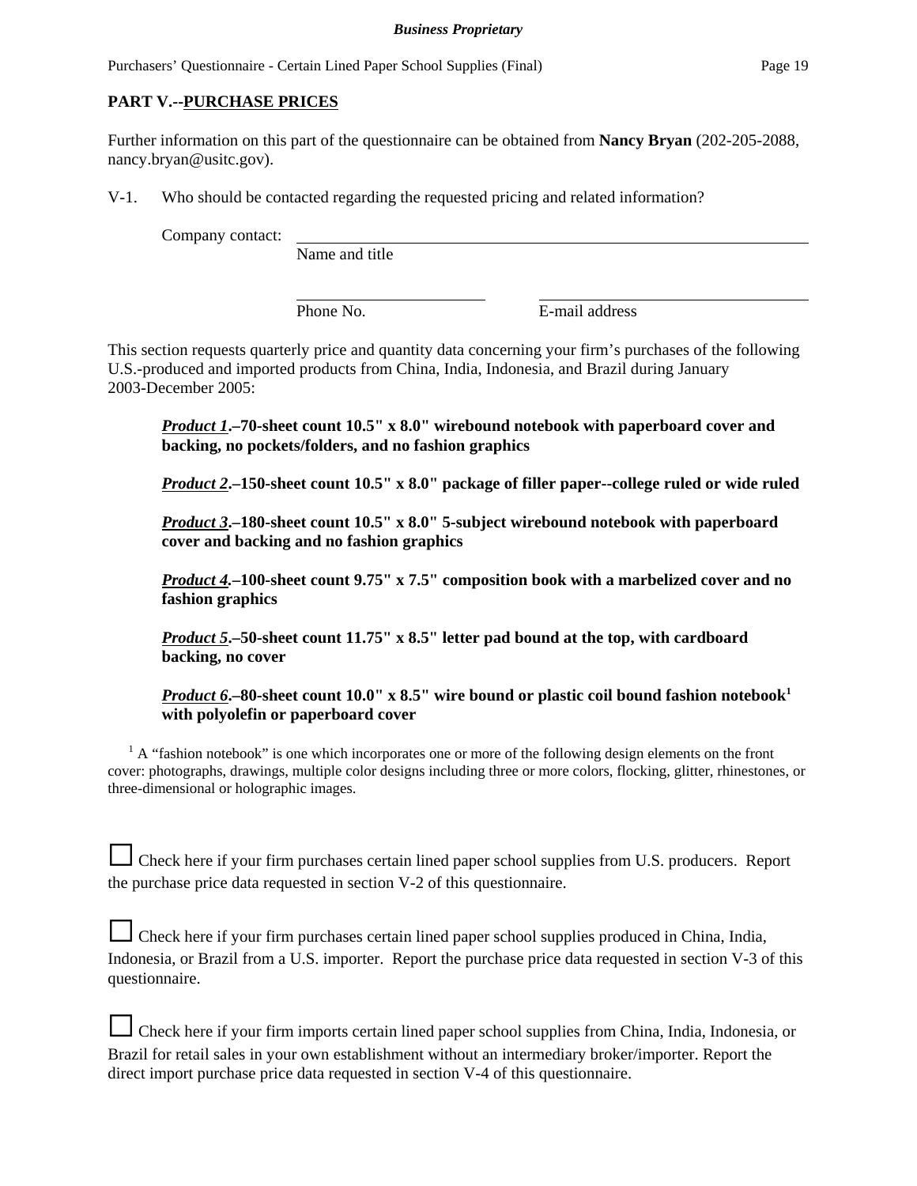## PART V.--PURCHASE PRICES

Further information on this part of the questionnaire can be obtained from **Nancy Bryan** (202-205-2088, nancy.bryan@usitc.gov).

V-1. Who should be contacted regarding the requested pricing and related information?

Company contact: ______________________________________________
Name and title

______________________ ______________________________
Phone No. E-mail address

This section requests quarterly price and quantity data concerning your firm's purchases of the following U.S.-produced and imported products from China, India, Indonesia, and Brazil during January 2003-December 2005:

***Product 1*.–70-sheet count 10.5" x 8.0" wirebound notebook with paperboard cover and backing, no pockets/folders, and no fashion graphics**

***Product 2*.–150-sheet count 10.5" x 8.0" package of filler paper--college ruled or wide ruled**

***Product 3*.–180-sheet count 10.5" x 8.0" 5-subject wirebound notebook with paperboard cover and backing and no fashion graphics**

***Product 4*.–100-sheet count 9.75" x 7.5" composition book with a marbelized cover and no fashion graphics**

***Product 5*.–50-sheet count 11.75" x 8.5" letter pad bound at the top, with cardboard backing, no cover**

***Product 6*.–80-sheet count 10.0" x 8.5" wire bound or plastic coil bound fashion notebook[1] with polyolefin or paperboard cover**

[1] A "fashion notebook" is one which incorporates one or more of the following design elements on the front cover: photographs, drawings, multiple color designs including three or more colors, flocking, glitter, rhinestones, or three-dimensional or holographic images.

☐ Check here if your firm purchases certain lined paper school supplies from U.S. producers. Report the purchase price data requested in section V-2 of this questionnaire.

☐ Check here if your firm purchases certain lined paper school supplies produced in China, India, Indonesia, or Brazil from a U.S. importer. Report the purchase price data requested in section V-3 of this questionnaire.

☐ Check here if your firm imports certain lined paper school supplies from China, India, Indonesia, or Brazil for retail sales in your own establishment without an intermediary broker/importer. Report the direct import purchase price data requested in section V-4 of this questionnaire.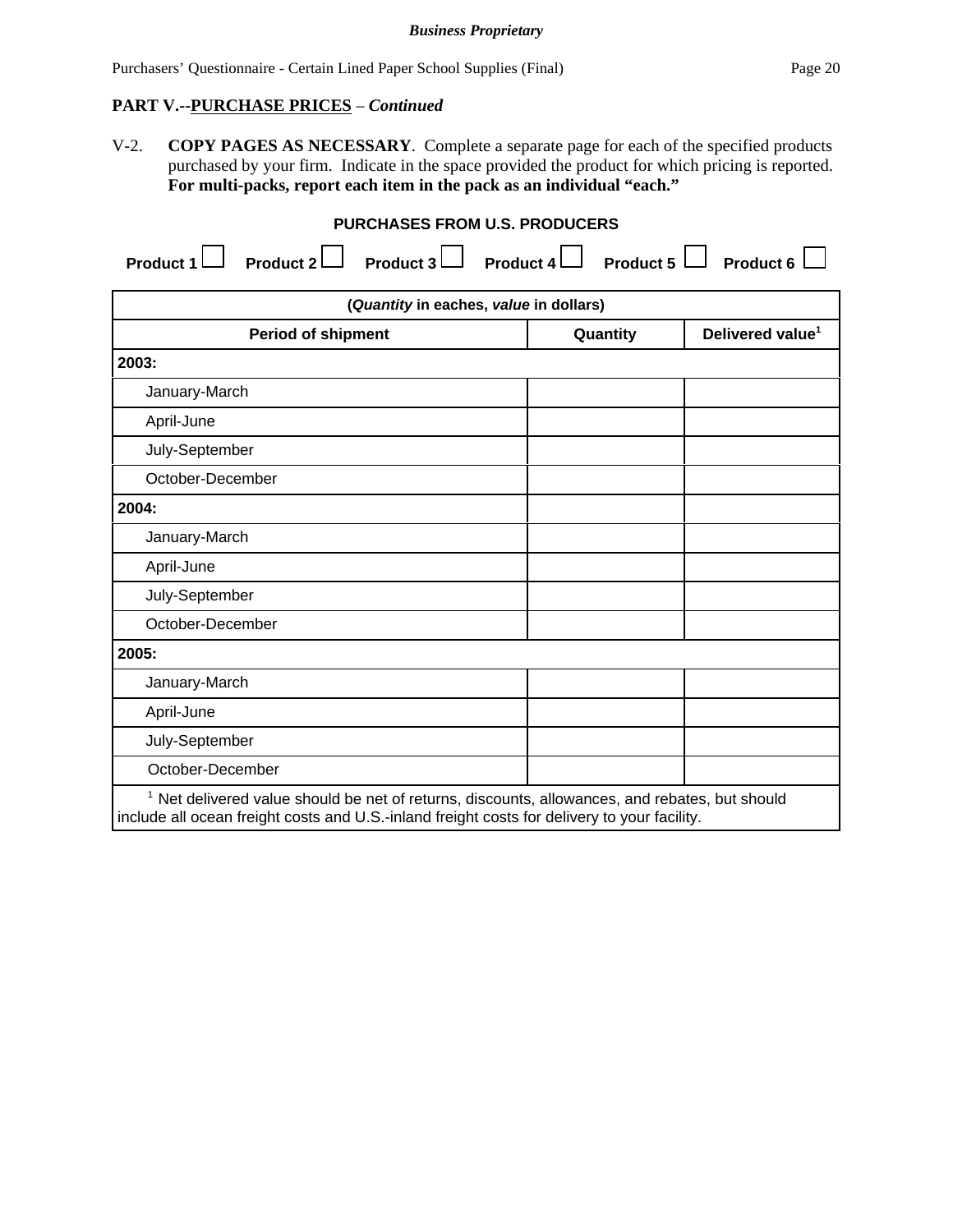**PART V.--PURCHASE PRICES** – *Continued*

V-2. **COPY PAGES AS NECESSARY**. Complete a separate page for each of the specified products purchased by your firm. Indicate in the space provided the product for which pricing is reported. **For multi-packs, report each item in the pack as an individual "each."**

**PURCHASES FROM U.S. PRODUCERS**

**Product 1** ☐ **Product 2** ☐ **Product 3** ☐ **Product 4** ☐ **Product 5** ☐ **Product 6** ☐

| (*Quantity* in eaches, *value* in dollars) | | |
|---|---|---|
| **Period of shipment** | **Quantity** | **Delivered value[1]** |
| **2003:** | | |
| January-March | | |
| April-June | | |
| July-September | | |
| October-December | | |
| **2004:** | | |
| January-March | | |
| April-June | | |
| July-September | | |
| October-December | | |
| **2005:** | | |
| January-March | | |
| April-June | | |
| July-September | | |
| October-December | | |

[1] Net delivered value should be net of returns, discounts, allowances, and rebates, but should include all ocean freight costs and U.S.-inland freight costs for delivery to your facility.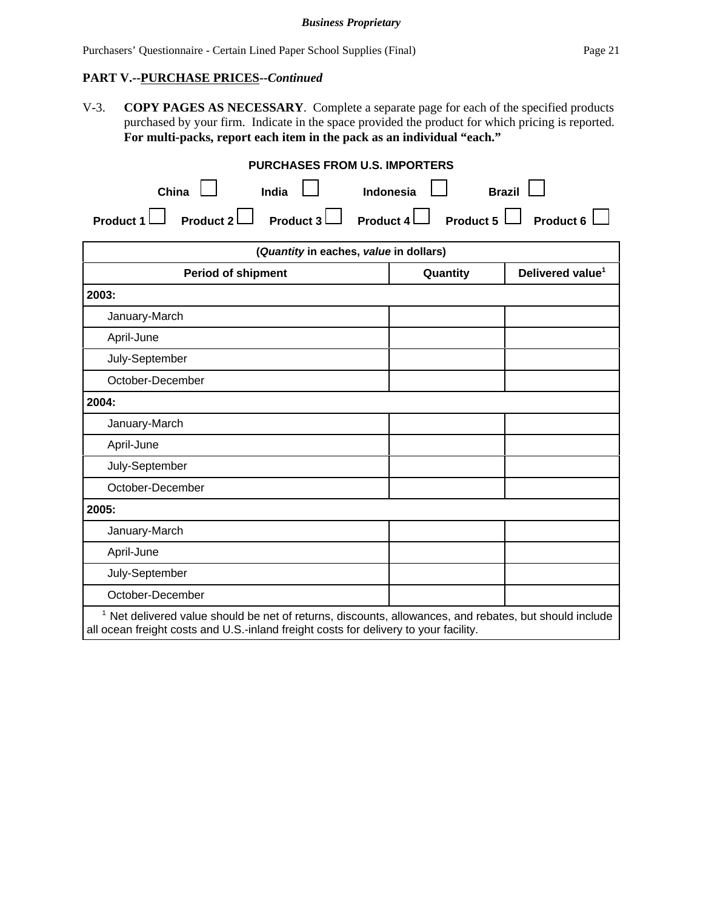## PART V.--PURCHASE PRICES--*Continued*

V-3. **COPY PAGES AS NECESSARY**. Complete a separate page for each of the specified products purchased by your firm. Indicate in the space provided the product for which pricing is reported. **For multi-packs, report each item in the pack as an individual "each."**

**PURCHASES FROM U.S. IMPORTERS**

**China** ☐ **India** ☐ **Indonesia** ☐ **Brazil** ☐

**Product 1** ☐ **Product 2** ☐ **Product 3** ☐ **Product 4** ☐ **Product 5** ☐ **Product 6** ☐

| (*Quantity* in eaches, *value* in dollars) | | |
|---|---|---|
| **Period of shipment** | **Quantity** | **Delivered value[1]** |
| **2003:** | | |
| January-March | | |
| April-June | | |
| July-September | | |
| October-December | | |
| **2004:** | | |
| January-March | | |
| April-June | | |
| July-September | | |
| October-December | | |
| **2005:** | | |
| January-March | | |
| April-June | | |
| July-September | | |
| October-December | | |

[1] Net delivered value should be net of returns, discounts, allowances, and rebates, but should include all ocean freight costs and U.S.-inland freight costs for delivery to your facility.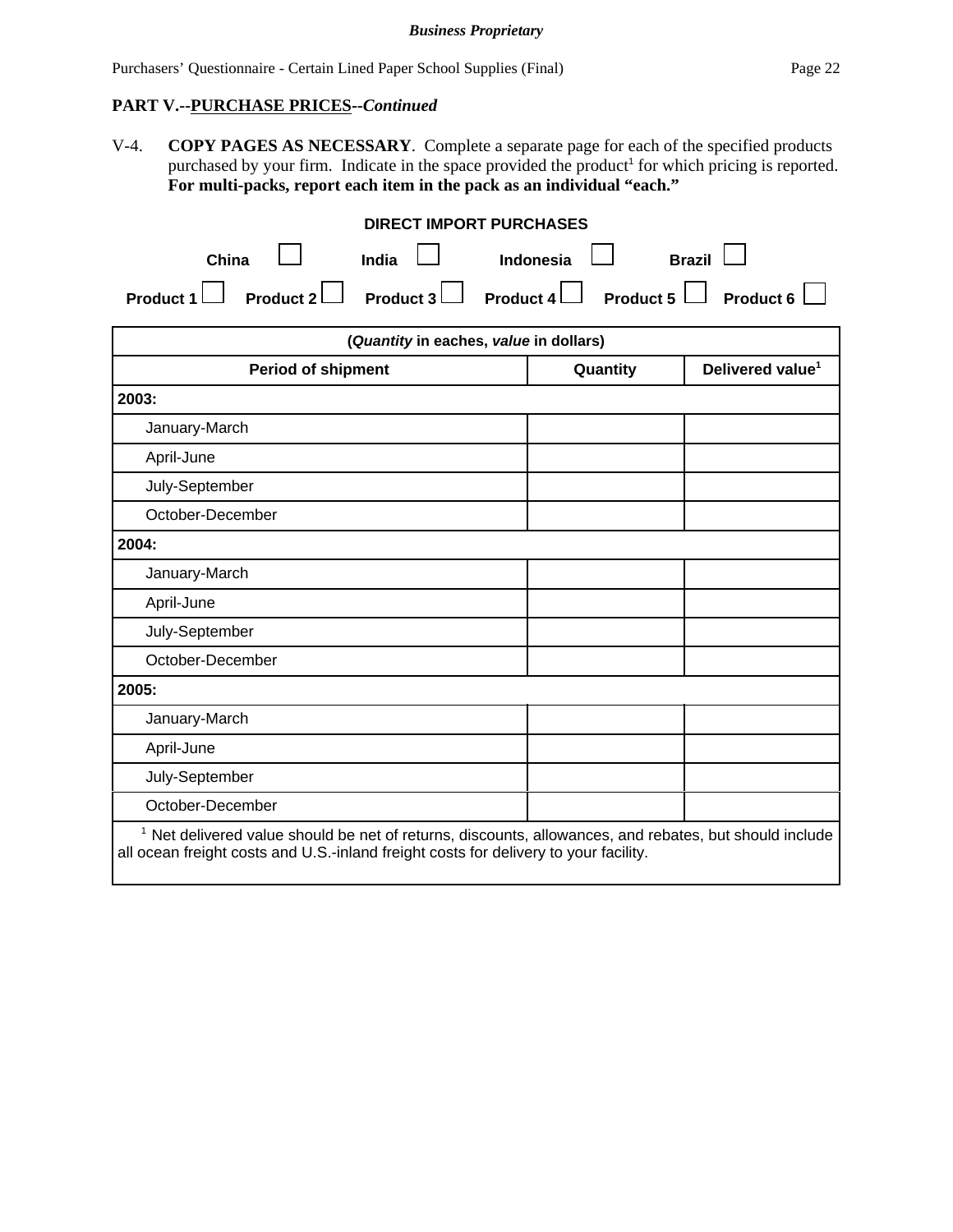**PART V.--PURCHASE PRICES--*Continued***

V-4. **COPY PAGES AS NECESSARY**. Complete a separate page for each of the specified products purchased by your firm. Indicate in the space provided the product[1] for which pricing is reported. **For multi-packs, report each item in the pack as an individual "each."**

**DIRECT IMPORT PURCHASES**

**China** ☐ **India** ☐ **Indonesia** ☐ **Brazil** ☐

**Product 1** ☐ **Product 2** ☐ **Product 3** ☐ **Product 4** ☐ **Product 5** ☐ **Product 6** ☐

| (*Quantity* in eaches, *value* in dollars) | | |
|---|---|---|
| **Period of shipment** | **Quantity** | **Delivered value[1]** |
| **2003:** | | |
| January-March | | |
| April-June | | |
| July-September | | |
| October-December | | |
| **2004:** | | |
| January-March | | |
| April-June | | |
| July-September | | |
| October-December | | |
| **2005:** | | |
| January-March | | |
| April-June | | |
| July-September | | |
| October-December | | |

[1] Net delivered value should be net of returns, discounts, allowances, and rebates, but should include all ocean freight costs and U.S.-inland freight costs for delivery to your facility.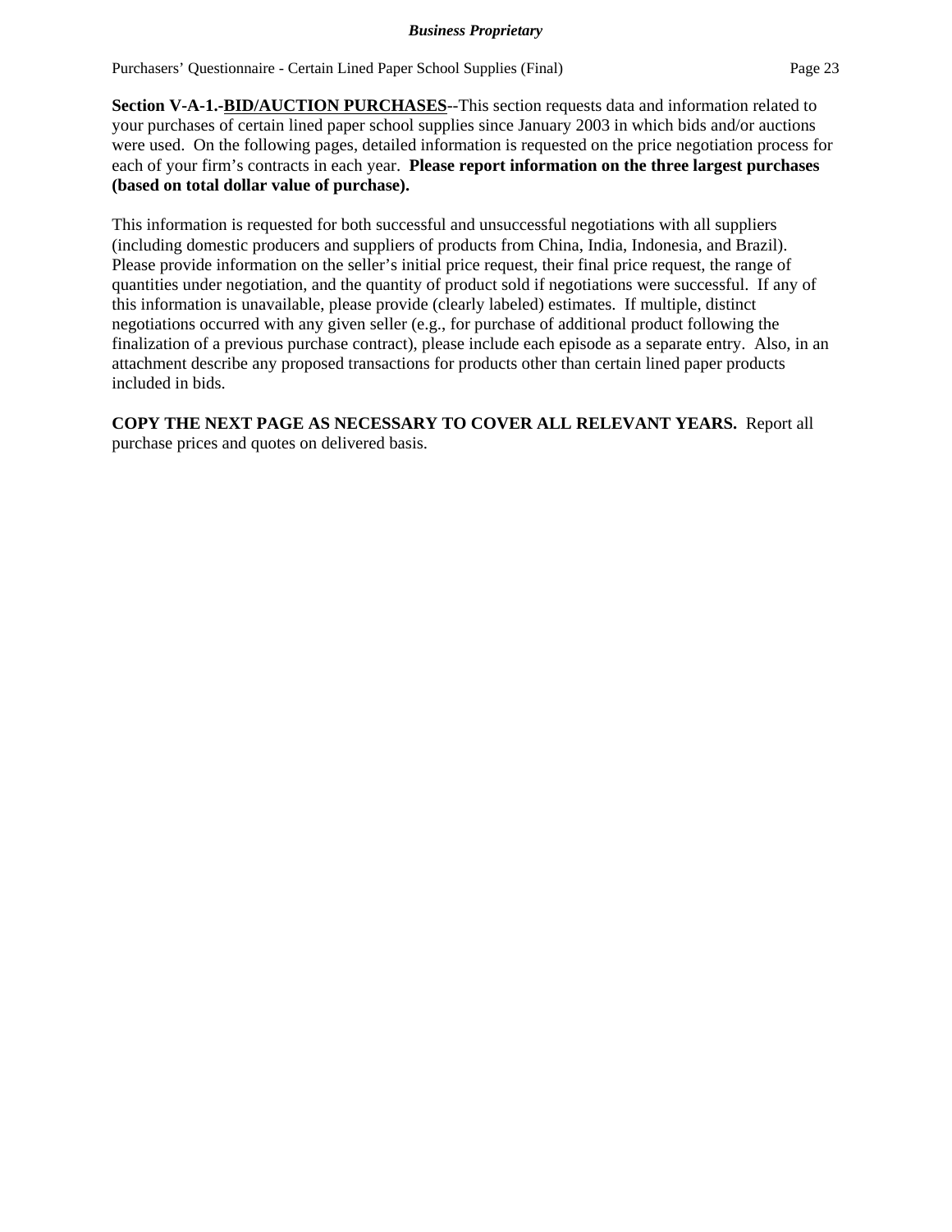**Section V-A-1.-<u>BID/AUCTION PURCHASES</u>**--This section requests data and information related to your purchases of certain lined paper school supplies since January 2003 in which bids and/or auctions were used. On the following pages, detailed information is requested on the price negotiation process for each of your firm's contracts in each year. **Please report information on the three largest purchases (based on total dollar value of purchase).**

This information is requested for both successful and unsuccessful negotiations with all suppliers (including domestic producers and suppliers of products from China, India, Indonesia, and Brazil). Please provide information on the seller's initial price request, their final price request, the range of quantities under negotiation, and the quantity of product sold if negotiations were successful. If any of this information is unavailable, please provide (clearly labeled) estimates. If multiple, distinct negotiations occurred with any given seller (e.g., for purchase of additional product following the finalization of a previous purchase contract), please include each episode as a separate entry. Also, in an attachment describe any proposed transactions for products other than certain lined paper products included in bids.

**COPY THE NEXT PAGE AS NECESSARY TO COVER ALL RELEVANT YEARS.** Report all purchase prices and quotes on delivered basis.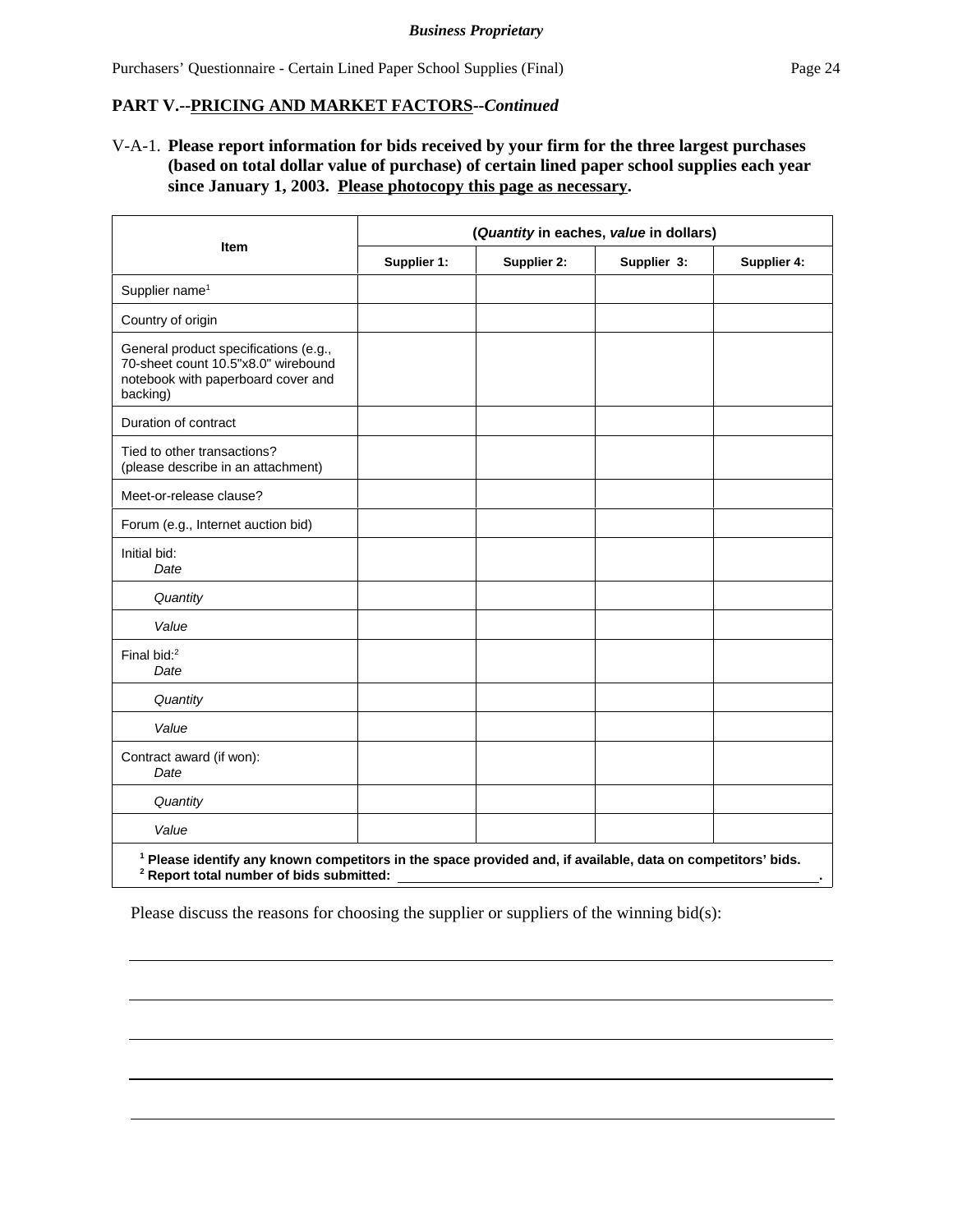## PART V.--PRICING AND MARKET FACTORS--*Continued*

V-A-1. **Please report information for bids received by your firm for the three largest purchases (based on total dollar value of purchase) of certain lined paper school supplies each year since January 1, 2003. Please photocopy this page as necessary.**

| Item | (*Quantity* in eaches, *value* in dollars) | | | |
|---|---|---|---|---|
| | Supplier 1: | Supplier 2: | Supplier 3: | Supplier 4: |
| Supplier name[1] | | | | |
| Country of origin | | | | |
| General product specifications (e.g., 70-sheet count 10.5"x8.0" wirebound notebook with paperboard cover and backing) | | | | |
| Duration of contract | | | | |
| Tied to other transactions? (please describe in an attachment) | | | | |
| Meet-or-release clause? | | | | |
| Forum (e.g., Internet auction bid) | | | | |
| Initial bid: *Date* | | | | |
| *Quantity* | | | | |
| *Value* | | | | |
| Final bid:[2] *Date* | | | | |
| *Quantity* | | | | |
| *Value* | | | | |
| Contract award (if won): *Date* | | | | |
| *Quantity* | | | | |
| *Value* | | | | |

[1] **Please identify any known competitors in the space provided and, if available, data on competitors' bids.**
[2] **Report total number of bids submitted: ______________________________.**

Please discuss the reasons for choosing the supplier or suppliers of the winning bid(s):

______________________________________________________________________________

______________________________________________________________________________

______________________________________________________________________________

______________________________________________________________________________

______________________________________________________________________________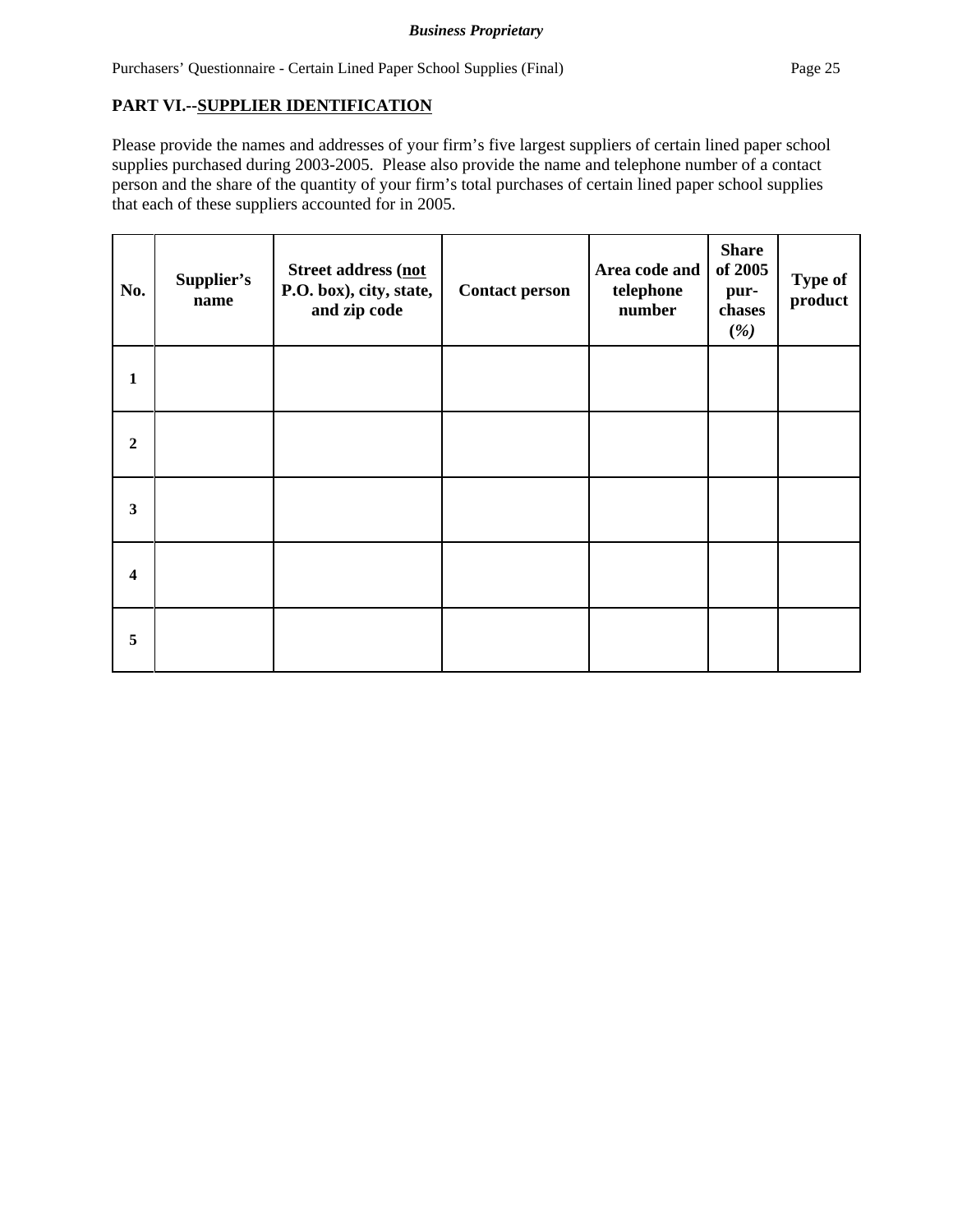## PART VI.--SUPPLIER IDENTIFICATION

Please provide the names and addresses of your firm's five largest suppliers of certain lined paper school supplies purchased during 2003-2005. Please also provide the name and telephone number of a contact person and the share of the quantity of your firm's total purchases of certain lined paper school supplies that each of these suppliers accounted for in 2005.

| No. | Supplier's name | Street address (not P.O. box), city, state, and zip code | Contact person | Area code and telephone number | Share of 2005 pur-chases *(%)* | Type of product |
|---|---|---|---|---|---|---|
| 1 | | | | | | |
| 2 | | | | | | |
| 3 | | | | | | |
| 4 | | | | | | |
| 5 | | | | | | |